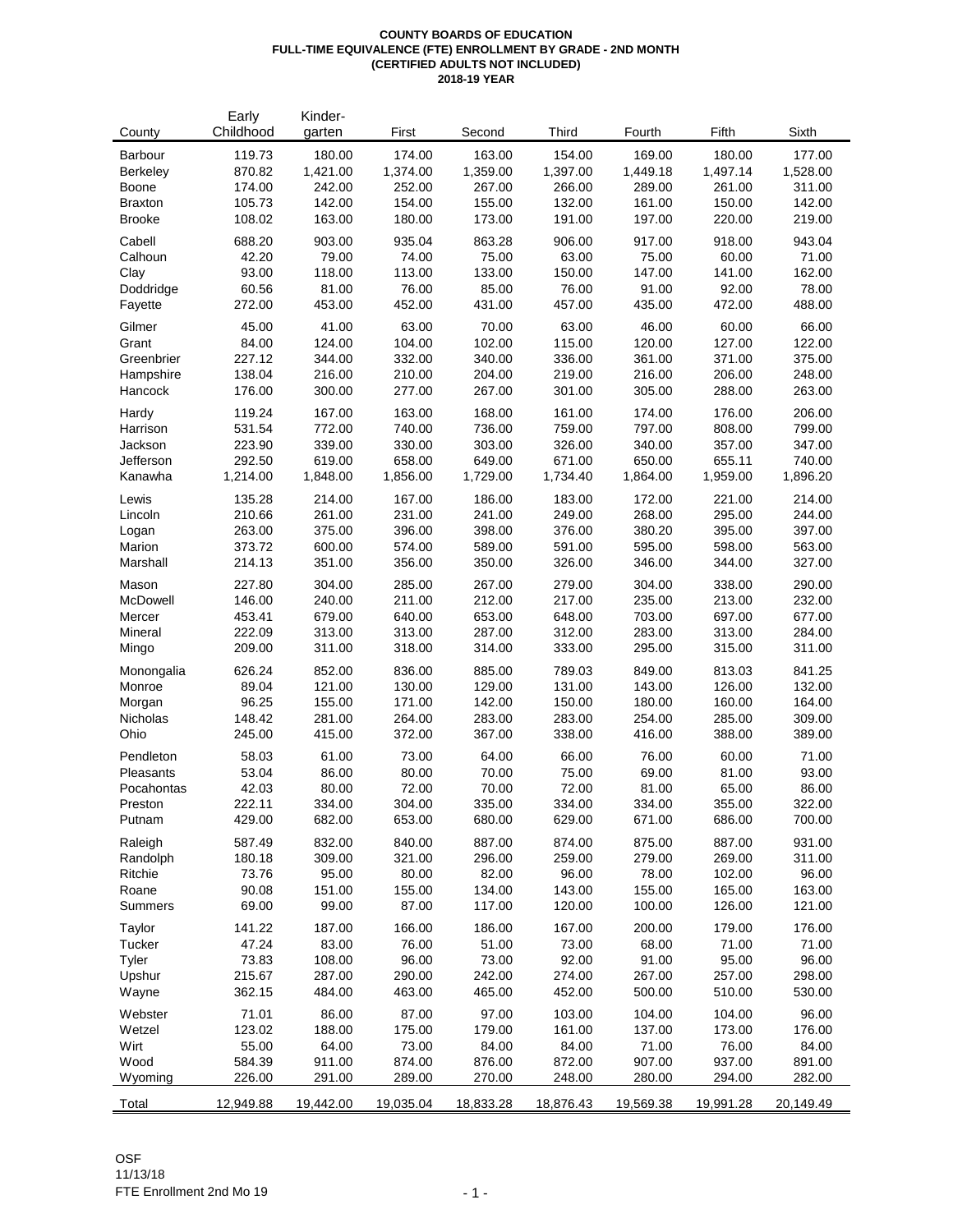**COUNTY BOARDS OF EDUCATION**
**FULL-TIME EQUIVALENCE (FTE) ENROLLMENT BY GRADE - 2ND MONTH**
**(CERTIFIED ADULTS NOT INCLUDED)**
**2018-19 YEAR**

| County | Early Childhood | Kinder-garten | First | Second | Third | Fourth | Fifth | Sixth |
|---|---|---|---|---|---|---|---|---|
| Barbour | 119.73 | 180.00 | 174.00 | 163.00 | 154.00 | 169.00 | 180.00 | 177.00 |
| Berkeley | 870.82 | 1,421.00 | 1,374.00 | 1,359.00 | 1,397.00 | 1,449.18 | 1,497.14 | 1,528.00 |
| Boone | 174.00 | 242.00 | 252.00 | 267.00 | 266.00 | 289.00 | 261.00 | 311.00 |
| Braxton | 105.73 | 142.00 | 154.00 | 155.00 | 132.00 | 161.00 | 150.00 | 142.00 |
| Brooke | 108.02 | 163.00 | 180.00 | 173.00 | 191.00 | 197.00 | 220.00 | 219.00 |
| Cabell | 688.20 | 903.00 | 935.04 | 863.28 | 906.00 | 917.00 | 918.00 | 943.04 |
| Calhoun | 42.20 | 79.00 | 74.00 | 75.00 | 63.00 | 75.00 | 60.00 | 71.00 |
| Clay | 93.00 | 118.00 | 113.00 | 133.00 | 150.00 | 147.00 | 141.00 | 162.00 |
| Doddridge | 60.56 | 81.00 | 76.00 | 85.00 | 76.00 | 91.00 | 92.00 | 78.00 |
| Fayette | 272.00 | 453.00 | 452.00 | 431.00 | 457.00 | 435.00 | 472.00 | 488.00 |
| Gilmer | 45.00 | 41.00 | 63.00 | 70.00 | 63.00 | 46.00 | 60.00 | 66.00 |
| Grant | 84.00 | 124.00 | 104.00 | 102.00 | 115.00 | 120.00 | 127.00 | 122.00 |
| Greenbrier | 227.12 | 344.00 | 332.00 | 340.00 | 336.00 | 361.00 | 371.00 | 375.00 |
| Hampshire | 138.04 | 216.00 | 210.00 | 204.00 | 219.00 | 216.00 | 206.00 | 248.00 |
| Hancock | 176.00 | 300.00 | 277.00 | 267.00 | 301.00 | 305.00 | 288.00 | 263.00 |
| Hardy | 119.24 | 167.00 | 163.00 | 168.00 | 161.00 | 174.00 | 176.00 | 206.00 |
| Harrison | 531.54 | 772.00 | 740.00 | 736.00 | 759.00 | 797.00 | 808.00 | 799.00 |
| Jackson | 223.90 | 339.00 | 330.00 | 303.00 | 326.00 | 340.00 | 357.00 | 347.00 |
| Jefferson | 292.50 | 619.00 | 658.00 | 649.00 | 671.00 | 650.00 | 655.11 | 740.00 |
| Kanawha | 1,214.00 | 1,848.00 | 1,856.00 | 1,729.00 | 1,734.40 | 1,864.00 | 1,959.00 | 1,896.20 |
| Lewis | 135.28 | 214.00 | 167.00 | 186.00 | 183.00 | 172.00 | 221.00 | 214.00 |
| Lincoln | 210.66 | 261.00 | 231.00 | 241.00 | 249.00 | 268.00 | 295.00 | 244.00 |
| Logan | 263.00 | 375.00 | 396.00 | 398.00 | 376.00 | 380.20 | 395.00 | 397.00 |
| Marion | 373.72 | 600.00 | 574.00 | 589.00 | 591.00 | 595.00 | 598.00 | 563.00 |
| Marshall | 214.13 | 351.00 | 356.00 | 350.00 | 326.00 | 346.00 | 344.00 | 327.00 |
| Mason | 227.80 | 304.00 | 285.00 | 267.00 | 279.00 | 304.00 | 338.00 | 290.00 |
| McDowell | 146.00 | 240.00 | 211.00 | 212.00 | 217.00 | 235.00 | 213.00 | 232.00 |
| Mercer | 453.41 | 679.00 | 640.00 | 653.00 | 648.00 | 703.00 | 697.00 | 677.00 |
| Mineral | 222.09 | 313.00 | 313.00 | 287.00 | 312.00 | 283.00 | 313.00 | 284.00 |
| Mingo | 209.00 | 311.00 | 318.00 | 314.00 | 333.00 | 295.00 | 315.00 | 311.00 |
| Monongalia | 626.24 | 852.00 | 836.00 | 885.00 | 789.03 | 849.00 | 813.03 | 841.25 |
| Monroe | 89.04 | 121.00 | 130.00 | 129.00 | 131.00 | 143.00 | 126.00 | 132.00 |
| Morgan | 96.25 | 155.00 | 171.00 | 142.00 | 150.00 | 180.00 | 160.00 | 164.00 |
| Nicholas | 148.42 | 281.00 | 264.00 | 283.00 | 283.00 | 254.00 | 285.00 | 309.00 |
| Ohio | 245.00 | 415.00 | 372.00 | 367.00 | 338.00 | 416.00 | 388.00 | 389.00 |
| Pendleton | 58.03 | 61.00 | 73.00 | 64.00 | 66.00 | 76.00 | 60.00 | 71.00 |
| Pleasants | 53.04 | 86.00 | 80.00 | 70.00 | 75.00 | 69.00 | 81.00 | 93.00 |
| Pocahontas | 42.03 | 80.00 | 72.00 | 70.00 | 72.00 | 81.00 | 65.00 | 86.00 |
| Preston | 222.11 | 334.00 | 304.00 | 335.00 | 334.00 | 334.00 | 355.00 | 322.00 |
| Putnam | 429.00 | 682.00 | 653.00 | 680.00 | 629.00 | 671.00 | 686.00 | 700.00 |
| Raleigh | 587.49 | 832.00 | 840.00 | 887.00 | 874.00 | 875.00 | 887.00 | 931.00 |
| Randolph | 180.18 | 309.00 | 321.00 | 296.00 | 259.00 | 279.00 | 269.00 | 311.00 |
| Ritchie | 73.76 | 95.00 | 80.00 | 82.00 | 96.00 | 78.00 | 102.00 | 96.00 |
| Roane | 90.08 | 151.00 | 155.00 | 134.00 | 143.00 | 155.00 | 165.00 | 163.00 |
| Summers | 69.00 | 99.00 | 87.00 | 117.00 | 120.00 | 100.00 | 126.00 | 121.00 |
| Taylor | 141.22 | 187.00 | 166.00 | 186.00 | 167.00 | 200.00 | 179.00 | 176.00 |
| Tucker | 47.24 | 83.00 | 76.00 | 51.00 | 73.00 | 68.00 | 71.00 | 71.00 |
| Tyler | 73.83 | 108.00 | 96.00 | 73.00 | 92.00 | 91.00 | 95.00 | 96.00 |
| Upshur | 215.67 | 287.00 | 290.00 | 242.00 | 274.00 | 267.00 | 257.00 | 298.00 |
| Wayne | 362.15 | 484.00 | 463.00 | 465.00 | 452.00 | 500.00 | 510.00 | 530.00 |
| Webster | 71.01 | 86.00 | 87.00 | 97.00 | 103.00 | 104.00 | 104.00 | 96.00 |
| Wetzel | 123.02 | 188.00 | 175.00 | 179.00 | 161.00 | 137.00 | 173.00 | 176.00 |
| Wirt | 55.00 | 64.00 | 73.00 | 84.00 | 84.00 | 71.00 | 76.00 | 84.00 |
| Wood | 584.39 | 911.00 | 874.00 | 876.00 | 872.00 | 907.00 | 937.00 | 891.00 |
| Wyoming | 226.00 | 291.00 | 289.00 | 270.00 | 248.00 | 280.00 | 294.00 | 282.00 |
| Total | 12,949.88 | 19,442.00 | 19,035.04 | 18,833.28 | 18,876.43 | 19,569.38 | 19,991.28 | 20,149.49 |

OSF
11/13/18
FTE Enrollment 2nd Mo 19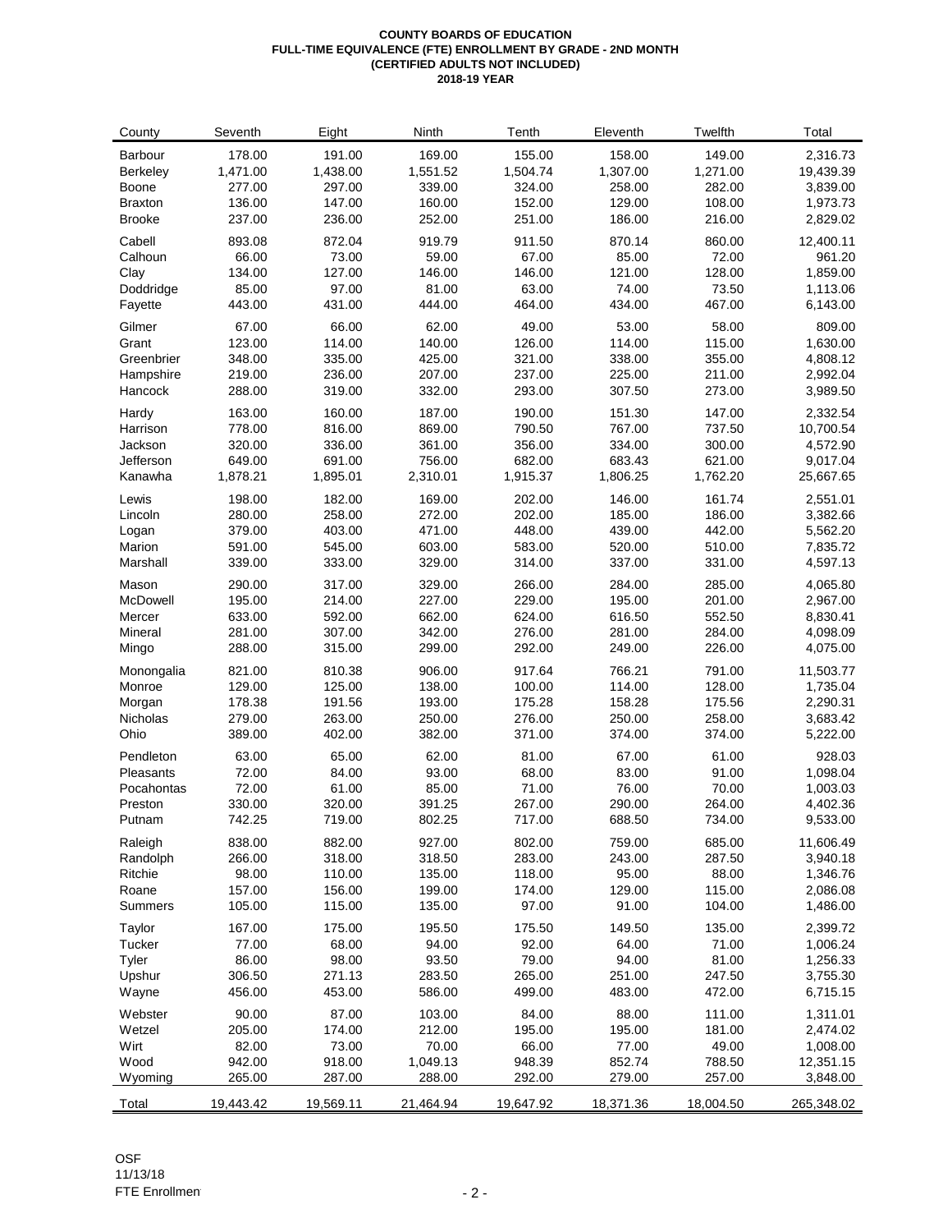**COUNTY BOARDS OF EDUCATION**
**FULL-TIME EQUIVALENCE (FTE) ENROLLMENT BY GRADE - 2ND MONTH**
**(CERTIFIED ADULTS NOT INCLUDED)**
**2018-19 YEAR**

| County | Seventh | Eight | Ninth | Tenth | Eleventh | Twelfth | Total |
|---|---|---|---|---|---|---|---|
| Barbour | 178.00 | 191.00 | 169.00 | 155.00 | 158.00 | 149.00 | 2,316.73 |
| Berkeley | 1,471.00 | 1,438.00 | 1,551.52 | 1,504.74 | 1,307.00 | 1,271.00 | 19,439.39 |
| Boone | 277.00 | 297.00 | 339.00 | 324.00 | 258.00 | 282.00 | 3,839.00 |
| Braxton | 136.00 | 147.00 | 160.00 | 152.00 | 129.00 | 108.00 | 1,973.73 |
| Brooke | 237.00 | 236.00 | 252.00 | 251.00 | 186.00 | 216.00 | 2,829.02 |
| Cabell | 893.08 | 872.04 | 919.79 | 911.50 | 870.14 | 860.00 | 12,400.11 |
| Calhoun | 66.00 | 73.00 | 59.00 | 67.00 | 85.00 | 72.00 | 961.20 |
| Clay | 134.00 | 127.00 | 146.00 | 146.00 | 121.00 | 128.00 | 1,859.00 |
| Doddridge | 85.00 | 97.00 | 81.00 | 63.00 | 74.00 | 73.50 | 1,113.06 |
| Fayette | 443.00 | 431.00 | 444.00 | 464.00 | 434.00 | 467.00 | 6,143.00 |
| Gilmer | 67.00 | 66.00 | 62.00 | 49.00 | 53.00 | 58.00 | 809.00 |
| Grant | 123.00 | 114.00 | 140.00 | 126.00 | 114.00 | 115.00 | 1,630.00 |
| Greenbrier | 348.00 | 335.00 | 425.00 | 321.00 | 338.00 | 355.00 | 4,808.12 |
| Hampshire | 219.00 | 236.00 | 207.00 | 237.00 | 225.00 | 211.00 | 2,992.04 |
| Hancock | 288.00 | 319.00 | 332.00 | 293.00 | 307.50 | 273.00 | 3,989.50 |
| Hardy | 163.00 | 160.00 | 187.00 | 190.00 | 151.30 | 147.00 | 2,332.54 |
| Harrison | 778.00 | 816.00 | 869.00 | 790.50 | 767.00 | 737.50 | 10,700.54 |
| Jackson | 320.00 | 336.00 | 361.00 | 356.00 | 334.00 | 300.00 | 4,572.90 |
| Jefferson | 649.00 | 691.00 | 756.00 | 682.00 | 683.43 | 621.00 | 9,017.04 |
| Kanawha | 1,878.21 | 1,895.01 | 2,310.01 | 1,915.37 | 1,806.25 | 1,762.20 | 25,667.65 |
| Lewis | 198.00 | 182.00 | 169.00 | 202.00 | 146.00 | 161.74 | 2,551.01 |
| Lincoln | 280.00 | 258.00 | 272.00 | 202.00 | 185.00 | 186.00 | 3,382.66 |
| Logan | 379.00 | 403.00 | 471.00 | 448.00 | 439.00 | 442.00 | 5,562.20 |
| Marion | 591.00 | 545.00 | 603.00 | 583.00 | 520.00 | 510.00 | 7,835.72 |
| Marshall | 339.00 | 333.00 | 329.00 | 314.00 | 337.00 | 331.00 | 4,597.13 |
| Mason | 290.00 | 317.00 | 329.00 | 266.00 | 284.00 | 285.00 | 4,065.80 |
| McDowell | 195.00 | 214.00 | 227.00 | 229.00 | 195.00 | 201.00 | 2,967.00 |
| Mercer | 633.00 | 592.00 | 662.00 | 624.00 | 616.50 | 552.50 | 8,830.41 |
| Mineral | 281.00 | 307.00 | 342.00 | 276.00 | 281.00 | 284.00 | 4,098.09 |
| Mingo | 288.00 | 315.00 | 299.00 | 292.00 | 249.00 | 226.00 | 4,075.00 |
| Monongalia | 821.00 | 810.38 | 906.00 | 917.64 | 766.21 | 791.00 | 11,503.77 |
| Monroe | 129.00 | 125.00 | 138.00 | 100.00 | 114.00 | 128.00 | 1,735.04 |
| Morgan | 178.38 | 191.56 | 193.00 | 175.28 | 158.28 | 175.56 | 2,290.31 |
| Nicholas | 279.00 | 263.00 | 250.00 | 276.00 | 250.00 | 258.00 | 3,683.42 |
| Ohio | 389.00 | 402.00 | 382.00 | 371.00 | 374.00 | 374.00 | 5,222.00 |
| Pendleton | 63.00 | 65.00 | 62.00 | 81.00 | 67.00 | 61.00 | 928.03 |
| Pleasants | 72.00 | 84.00 | 93.00 | 68.00 | 83.00 | 91.00 | 1,098.04 |
| Pocahontas | 72.00 | 61.00 | 85.00 | 71.00 | 76.00 | 70.00 | 1,003.03 |
| Preston | 330.00 | 320.00 | 391.25 | 267.00 | 290.00 | 264.00 | 4,402.36 |
| Putnam | 742.25 | 719.00 | 802.25 | 717.00 | 688.50 | 734.00 | 9,533.00 |
| Raleigh | 838.00 | 882.00 | 927.00 | 802.00 | 759.00 | 685.00 | 11,606.49 |
| Randolph | 266.00 | 318.00 | 318.50 | 283.00 | 243.00 | 287.50 | 3,940.18 |
| Ritchie | 98.00 | 110.00 | 135.00 | 118.00 | 95.00 | 88.00 | 1,346.76 |
| Roane | 157.00 | 156.00 | 199.00 | 174.00 | 129.00 | 115.00 | 2,086.08 |
| Summers | 105.00 | 115.00 | 135.00 | 97.00 | 91.00 | 104.00 | 1,486.00 |
| Taylor | 167.00 | 175.00 | 195.50 | 175.50 | 149.50 | 135.00 | 2,399.72 |
| Tucker | 77.00 | 68.00 | 94.00 | 92.00 | 64.00 | 71.00 | 1,006.24 |
| Tyler | 86.00 | 98.00 | 93.50 | 79.00 | 94.00 | 81.00 | 1,256.33 |
| Upshur | 306.50 | 271.13 | 283.50 | 265.00 | 251.00 | 247.50 | 3,755.30 |
| Wayne | 456.00 | 453.00 | 586.00 | 499.00 | 483.00 | 472.00 | 6,715.15 |
| Webster | 90.00 | 87.00 | 103.00 | 84.00 | 88.00 | 111.00 | 1,311.01 |
| Wetzel | 205.00 | 174.00 | 212.00 | 195.00 | 195.00 | 181.00 | 2,474.02 |
| Wirt | 82.00 | 73.00 | 70.00 | 66.00 | 77.00 | 49.00 | 1,008.00 |
| Wood | 942.00 | 918.00 | 1,049.13 | 948.39 | 852.74 | 788.50 | 12,351.15 |
| Wyoming | 265.00 | 287.00 | 288.00 | 292.00 | 279.00 | 257.00 | 3,848.00 |
| Total | 19,443.42 | 19,569.11 | 21,464.94 | 19,647.92 | 18,371.36 | 18,004.50 | 265,348.02 |

OSF
11/13/18
FTE Enrollmen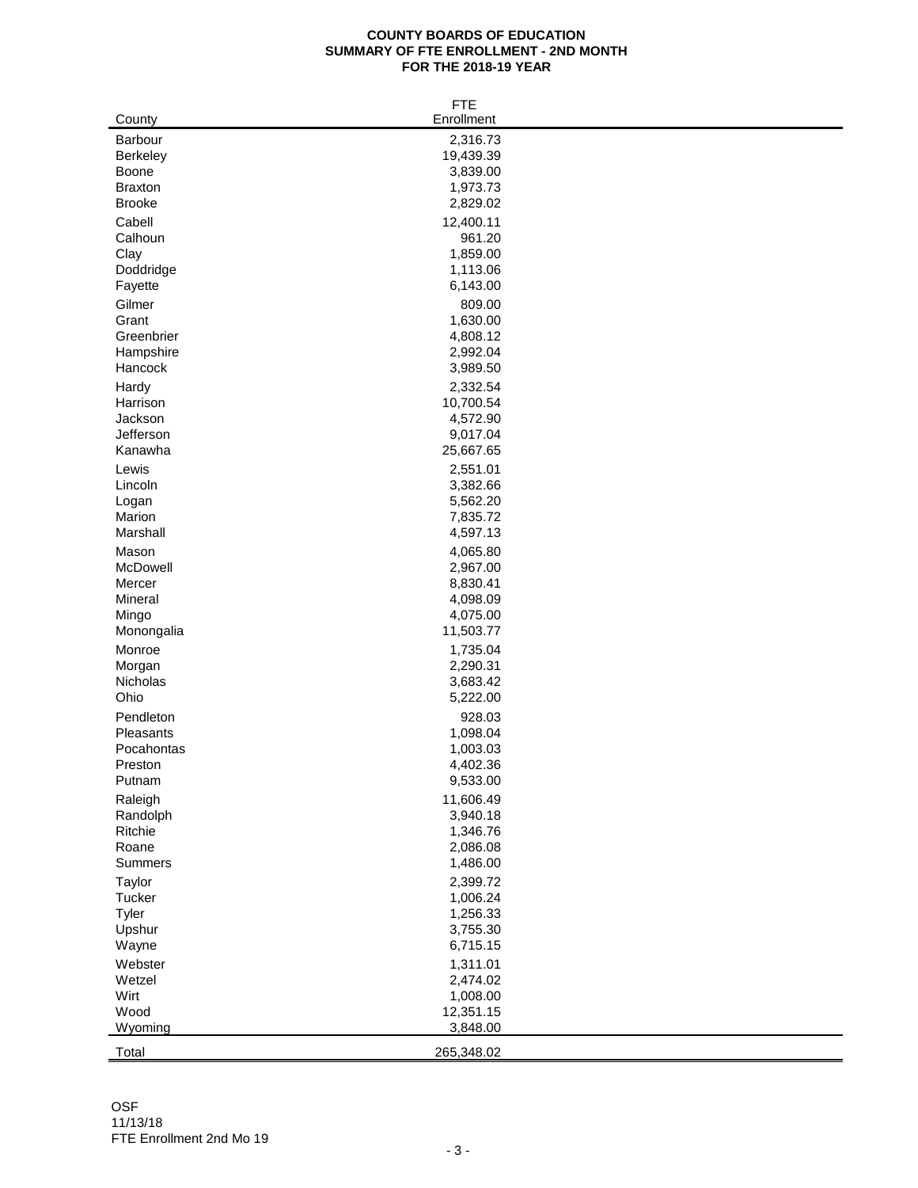**COUNTY BOARDS OF EDUCATION**
**SUMMARY OF FTE ENROLLMENT - 2ND MONTH**
**FOR THE 2018-19 YEAR**

| County | FTE Enrollment |
|---|---|
| Barbour | 2,316.73 |
| Berkeley | 19,439.39 |
| Boone | 3,839.00 |
| Braxton | 1,973.73 |
| Brooke | 2,829.02 |
| Cabell | 12,400.11 |
| Calhoun | 961.20 |
| Clay | 1,859.00 |
| Doddridge | 1,113.06 |
| Fayette | 6,143.00 |
| Gilmer | 809.00 |
| Grant | 1,630.00 |
| Greenbrier | 4,808.12 |
| Hampshire | 2,992.04 |
| Hancock | 3,989.50 |
| Hardy | 2,332.54 |
| Harrison | 10,700.54 |
| Jackson | 4,572.90 |
| Jefferson | 9,017.04 |
| Kanawha | 25,667.65 |
| Lewis | 2,551.01 |
| Lincoln | 3,382.66 |
| Logan | 5,562.20 |
| Marion | 7,835.72 |
| Marshall | 4,597.13 |
| Mason | 4,065.80 |
| McDowell | 2,967.00 |
| Mercer | 8,830.41 |
| Mineral | 4,098.09 |
| Mingo | 4,075.00 |
| Monongalia | 11,503.77 |
| Monroe | 1,735.04 |
| Morgan | 2,290.31 |
| Nicholas | 3,683.42 |
| Ohio | 5,222.00 |
| Pendleton | 928.03 |
| Pleasants | 1,098.04 |
| Pocahontas | 1,003.03 |
| Preston | 4,402.36 |
| Putnam | 9,533.00 |
| Raleigh | 11,606.49 |
| Randolph | 3,940.18 |
| Ritchie | 1,346.76 |
| Roane | 2,086.08 |
| Summers | 1,486.00 |
| Taylor | 2,399.72 |
| Tucker | 1,006.24 |
| Tyler | 1,256.33 |
| Upshur | 3,755.30 |
| Wayne | 6,715.15 |
| Webster | 1,311.01 |
| Wetzel | 2,474.02 |
| Wirt | 1,008.00 |
| Wood | 12,351.15 |
| Wyoming | 3,848.00 |
| Total | 265,348.02 |

OSF
11/13/18
FTE Enrollment 2nd Mo 19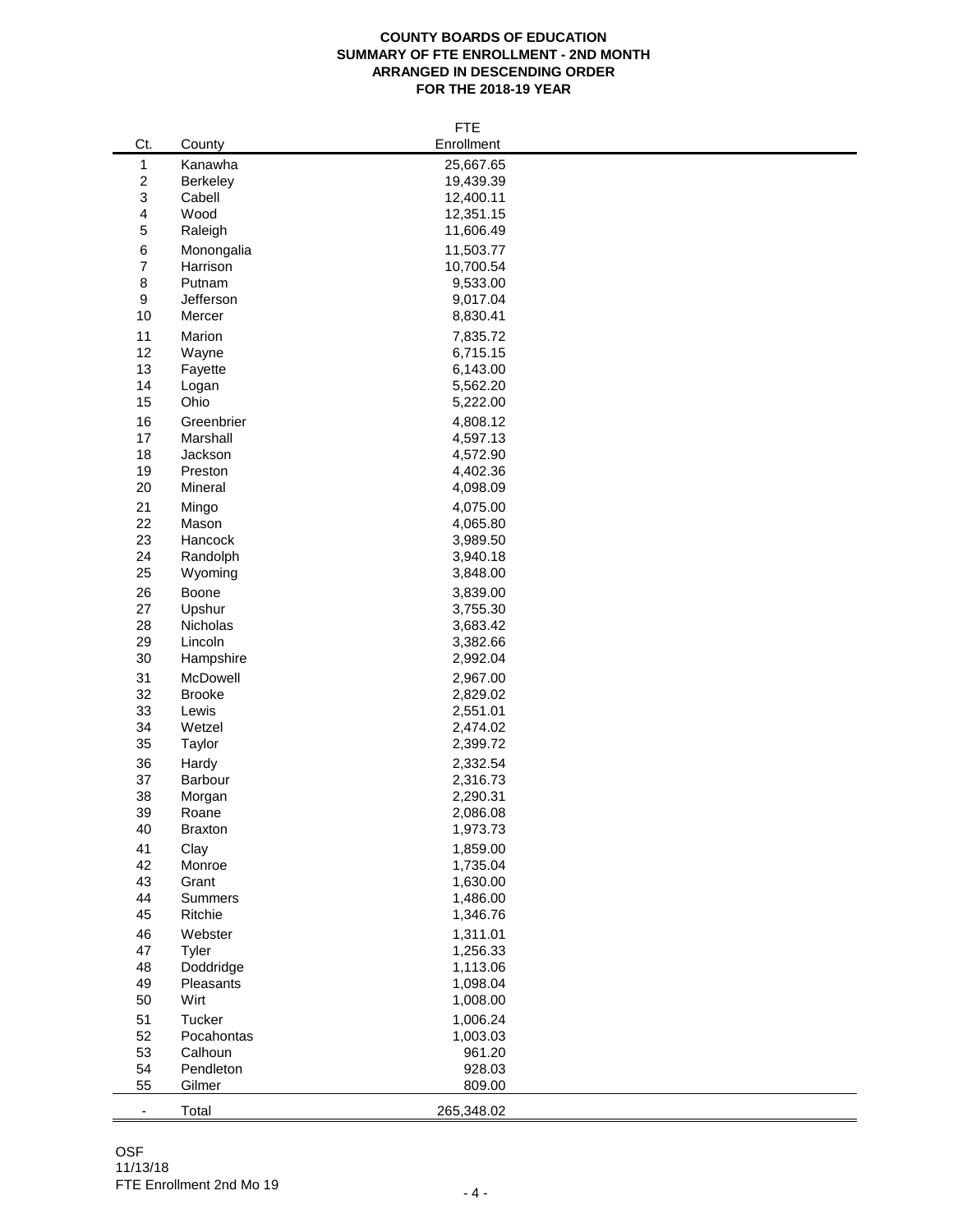# COUNTY BOARDS OF EDUCATION
## SUMMARY OF FTE ENROLLMENT - 2ND MONTH
## ARRANGED IN DESCENDING ORDER
## FOR THE 2018-19 YEAR

| Ct. | County | FTE Enrollment |
|---|---|---|
| 1 | Kanawha | 25,667.65 |
| 2 | Berkeley | 19,439.39 |
| 3 | Cabell | 12,400.11 |
| 4 | Wood | 12,351.15 |
| 5 | Raleigh | 11,606.49 |
| 6 | Monongalia | 11,503.77 |
| 7 | Harrison | 10,700.54 |
| 8 | Putnam | 9,533.00 |
| 9 | Jefferson | 9,017.04 |
| 10 | Mercer | 8,830.41 |
| 11 | Marion | 7,835.72 |
| 12 | Wayne | 6,715.15 |
| 13 | Fayette | 6,143.00 |
| 14 | Logan | 5,562.20 |
| 15 | Ohio | 5,222.00 |
| 16 | Greenbrier | 4,808.12 |
| 17 | Marshall | 4,597.13 |
| 18 | Jackson | 4,572.90 |
| 19 | Preston | 4,402.36 |
| 20 | Mineral | 4,098.09 |
| 21 | Mingo | 4,075.00 |
| 22 | Mason | 4,065.80 |
| 23 | Hancock | 3,989.50 |
| 24 | Randolph | 3,940.18 |
| 25 | Wyoming | 3,848.00 |
| 26 | Boone | 3,839.00 |
| 27 | Upshur | 3,755.30 |
| 28 | Nicholas | 3,683.42 |
| 29 | Lincoln | 3,382.66 |
| 30 | Hampshire | 2,992.04 |
| 31 | McDowell | 2,967.00 |
| 32 | Brooke | 2,829.02 |
| 33 | Lewis | 2,551.01 |
| 34 | Wetzel | 2,474.02 |
| 35 | Taylor | 2,399.72 |
| 36 | Hardy | 2,332.54 |
| 37 | Barbour | 2,316.73 |
| 38 | Morgan | 2,290.31 |
| 39 | Roane | 2,086.08 |
| 40 | Braxton | 1,973.73 |
| 41 | Clay | 1,859.00 |
| 42 | Monroe | 1,735.04 |
| 43 | Grant | 1,630.00 |
| 44 | Summers | 1,486.00 |
| 45 | Ritchie | 1,346.76 |
| 46 | Webster | 1,311.01 |
| 47 | Tyler | 1,256.33 |
| 48 | Doddridge | 1,113.06 |
| 49 | Pleasants | 1,098.04 |
| 50 | Wirt | 1,008.00 |
| 51 | Tucker | 1,006.24 |
| 52 | Pocahontas | 1,003.03 |
| 53 | Calhoun | 961.20 |
| 54 | Pendleton | 928.03 |
| 55 | Gilmer | 809.00 |
| - | Total | 265,348.02 |

OSF
11/13/18
FTE Enrollment 2nd Mo 19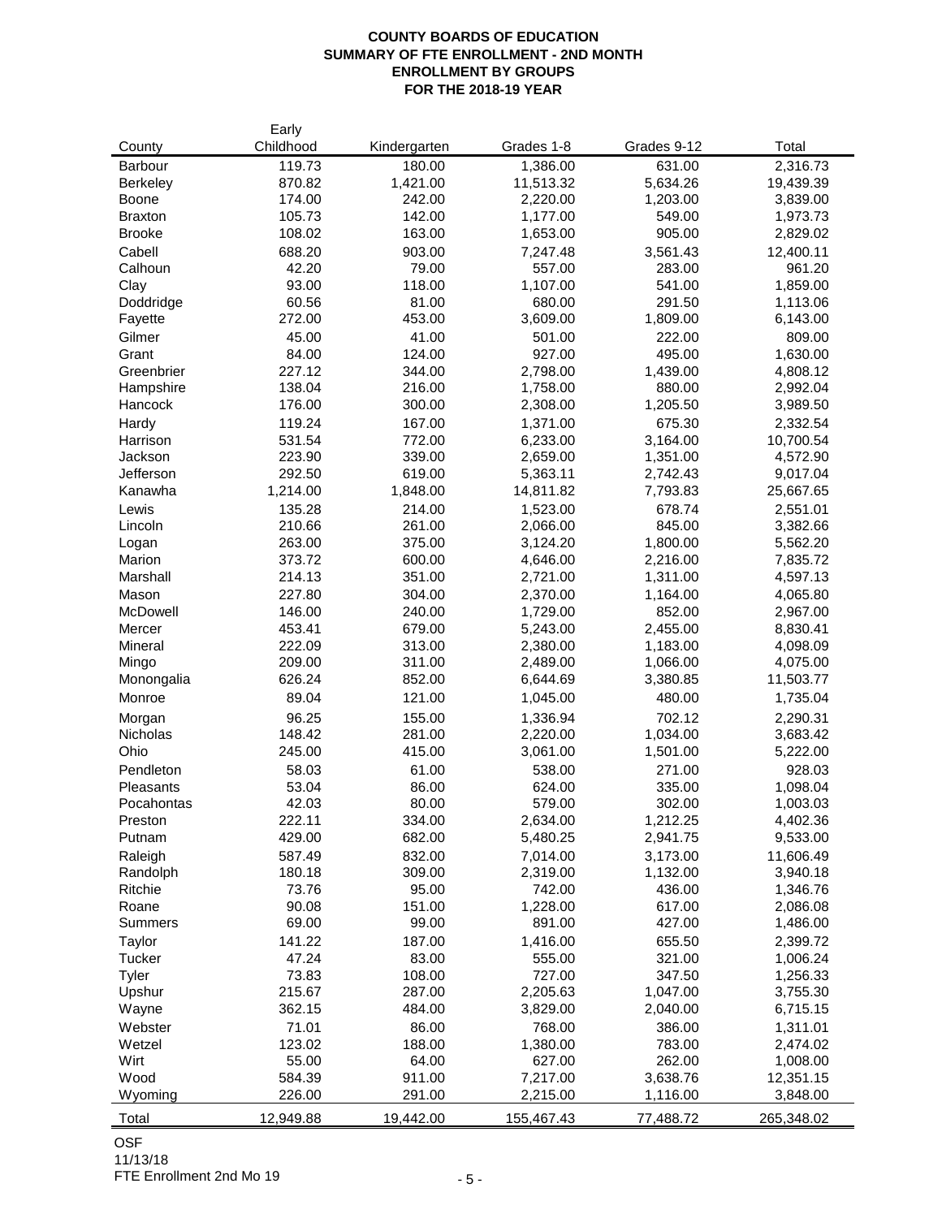**COUNTY BOARDS OF EDUCATION**
**SUMMARY OF FTE ENROLLMENT - 2ND MONTH**
**ENROLLMENT BY GROUPS**
**FOR THE 2018-19 YEAR**

| County | Early Childhood | Kindergarten | Grades 1-8 | Grades 9-12 | Total |
|---|---|---|---|---|---|
| Barbour | 119.73 | 180.00 | 1,386.00 | 631.00 | 2,316.73 |
| Berkeley | 870.82 | 1,421.00 | 11,513.32 | 5,634.26 | 19,439.39 |
| Boone | 174.00 | 242.00 | 2,220.00 | 1,203.00 | 3,839.00 |
| Braxton | 105.73 | 142.00 | 1,177.00 | 549.00 | 1,973.73 |
| Brooke | 108.02 | 163.00 | 1,653.00 | 905.00 | 2,829.02 |
| Cabell | 688.20 | 903.00 | 7,247.48 | 3,561.43 | 12,400.11 |
| Calhoun | 42.20 | 79.00 | 557.00 | 283.00 | 961.20 |
| Clay | 93.00 | 118.00 | 1,107.00 | 541.00 | 1,859.00 |
| Doddridge | 60.56 | 81.00 | 680.00 | 291.50 | 1,113.06 |
| Fayette | 272.00 | 453.00 | 3,609.00 | 1,809.00 | 6,143.00 |
| Gilmer | 45.00 | 41.00 | 501.00 | 222.00 | 809.00 |
| Grant | 84.00 | 124.00 | 927.00 | 495.00 | 1,630.00 |
| Greenbrier | 227.12 | 344.00 | 2,798.00 | 1,439.00 | 4,808.12 |
| Hampshire | 138.04 | 216.00 | 1,758.00 | 880.00 | 2,992.04 |
| Hancock | 176.00 | 300.00 | 2,308.00 | 1,205.50 | 3,989.50 |
| Hardy | 119.24 | 167.00 | 1,371.00 | 675.30 | 2,332.54 |
| Harrison | 531.54 | 772.00 | 6,233.00 | 3,164.00 | 10,700.54 |
| Jackson | 223.90 | 339.00 | 2,659.00 | 1,351.00 | 4,572.90 |
| Jefferson | 292.50 | 619.00 | 5,363.11 | 2,742.43 | 9,017.04 |
| Kanawha | 1,214.00 | 1,848.00 | 14,811.82 | 7,793.83 | 25,667.65 |
| Lewis | 135.28 | 214.00 | 1,523.00 | 678.74 | 2,551.01 |
| Lincoln | 210.66 | 261.00 | 2,066.00 | 845.00 | 3,382.66 |
| Logan | 263.00 | 375.00 | 3,124.20 | 1,800.00 | 5,562.20 |
| Marion | 373.72 | 600.00 | 4,646.00 | 2,216.00 | 7,835.72 |
| Marshall | 214.13 | 351.00 | 2,721.00 | 1,311.00 | 4,597.13 |
| Mason | 227.80 | 304.00 | 2,370.00 | 1,164.00 | 4,065.80 |
| McDowell | 146.00 | 240.00 | 1,729.00 | 852.00 | 2,967.00 |
| Mercer | 453.41 | 679.00 | 5,243.00 | 2,455.00 | 8,830.41 |
| Mineral | 222.09 | 313.00 | 2,380.00 | 1,183.00 | 4,098.09 |
| Mingo | 209.00 | 311.00 | 2,489.00 | 1,066.00 | 4,075.00 |
| Monongalia | 626.24 | 852.00 | 6,644.69 | 3,380.85 | 11,503.77 |
| Monroe | 89.04 | 121.00 | 1,045.00 | 480.00 | 1,735.04 |
| Morgan | 96.25 | 155.00 | 1,336.94 | 702.12 | 2,290.31 |
| Nicholas | 148.42 | 281.00 | 2,220.00 | 1,034.00 | 3,683.42 |
| Ohio | 245.00 | 415.00 | 3,061.00 | 1,501.00 | 5,222.00 |
| Pendleton | 58.03 | 61.00 | 538.00 | 271.00 | 928.03 |
| Pleasants | 53.04 | 86.00 | 624.00 | 335.00 | 1,098.04 |
| Pocahontas | 42.03 | 80.00 | 579.00 | 302.00 | 1,003.03 |
| Preston | 222.11 | 334.00 | 2,634.00 | 1,212.25 | 4,402.36 |
| Putnam | 429.00 | 682.00 | 5,480.25 | 2,941.75 | 9,533.00 |
| Raleigh | 587.49 | 832.00 | 7,014.00 | 3,173.00 | 11,606.49 |
| Randolph | 180.18 | 309.00 | 2,319.00 | 1,132.00 | 3,940.18 |
| Ritchie | 73.76 | 95.00 | 742.00 | 436.00 | 1,346.76 |
| Roane | 90.08 | 151.00 | 1,228.00 | 617.00 | 2,086.08 |
| Summers | 69.00 | 99.00 | 891.00 | 427.00 | 1,486.00 |
| Taylor | 141.22 | 187.00 | 1,416.00 | 655.50 | 2,399.72 |
| Tucker | 47.24 | 83.00 | 555.00 | 321.00 | 1,006.24 |
| Tyler | 73.83 | 108.00 | 727.00 | 347.50 | 1,256.33 |
| Upshur | 215.67 | 287.00 | 2,205.63 | 1,047.00 | 3,755.30 |
| Wayne | 362.15 | 484.00 | 3,829.00 | 2,040.00 | 6,715.15 |
| Webster | 71.01 | 86.00 | 768.00 | 386.00 | 1,311.01 |
| Wetzel | 123.02 | 188.00 | 1,380.00 | 783.00 | 2,474.02 |
| Wirt | 55.00 | 64.00 | 627.00 | 262.00 | 1,008.00 |
| Wood | 584.39 | 911.00 | 7,217.00 | 3,638.76 | 12,351.15 |
| Wyoming | 226.00 | 291.00 | 2,215.00 | 1,116.00 | 3,848.00 |
| Total | 12,949.88 | 19,442.00 | 155,467.43 | 77,488.72 | 265,348.02 |

OSF
11/13/18
FTE Enrollment 2nd Mo 19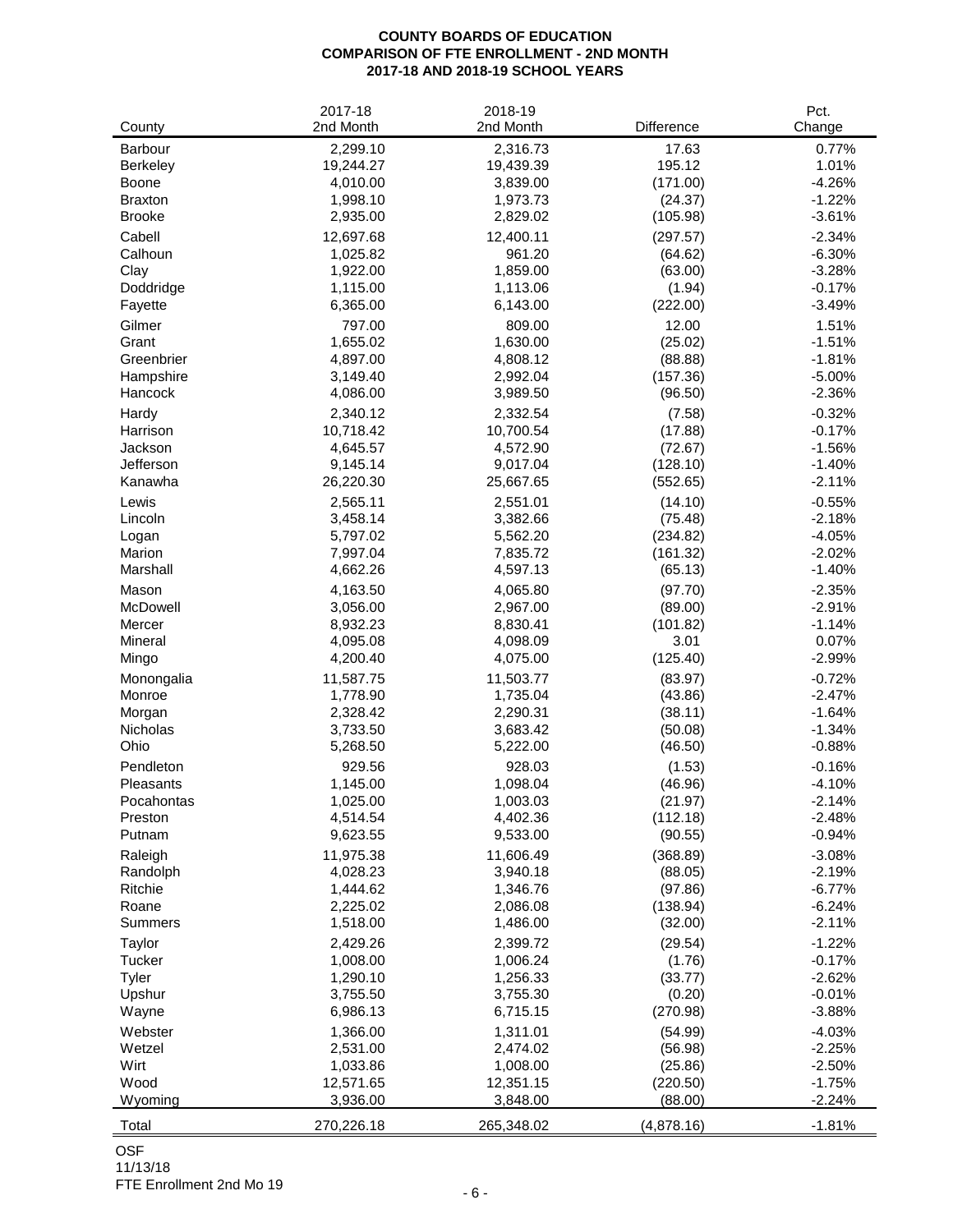**COUNTY BOARDS OF EDUCATION**
**COMPARISON OF FTE ENROLLMENT - 2ND MONTH**
**2017-18 AND 2018-19 SCHOOL YEARS**

| County | 2017-18 2nd Month | 2018-19 2nd Month | Difference | Pct. Change |
|---|---|---|---|---|
| Barbour | 2,299.10 | 2,316.73 | 17.63 | 0.77% |
| Berkeley | 19,244.27 | 19,439.39 | 195.12 | 1.01% |
| Boone | 4,010.00 | 3,839.00 | (171.00) | -4.26% |
| Braxton | 1,998.10 | 1,973.73 | (24.37) | -1.22% |
| Brooke | 2,935.00 | 2,829.02 | (105.98) | -3.61% |
| Cabell | 12,697.68 | 12,400.11 | (297.57) | -2.34% |
| Calhoun | 1,025.82 | 961.20 | (64.62) | -6.30% |
| Clay | 1,922.00 | 1,859.00 | (63.00) | -3.28% |
| Doddridge | 1,115.00 | 1,113.06 | (1.94) | -0.17% |
| Fayette | 6,365.00 | 6,143.00 | (222.00) | -3.49% |
| Gilmer | 797.00 | 809.00 | 12.00 | 1.51% |
| Grant | 1,655.02 | 1,630.00 | (25.02) | -1.51% |
| Greenbrier | 4,897.00 | 4,808.12 | (88.88) | -1.81% |
| Hampshire | 3,149.40 | 2,992.04 | (157.36) | -5.00% |
| Hancock | 4,086.00 | 3,989.50 | (96.50) | -2.36% |
| Hardy | 2,340.12 | 2,332.54 | (7.58) | -0.32% |
| Harrison | 10,718.42 | 10,700.54 | (17.88) | -0.17% |
| Jackson | 4,645.57 | 4,572.90 | (72.67) | -1.56% |
| Jefferson | 9,145.14 | 9,017.04 | (128.10) | -1.40% |
| Kanawha | 26,220.30 | 25,667.65 | (552.65) | -2.11% |
| Lewis | 2,565.11 | 2,551.01 | (14.10) | -0.55% |
| Lincoln | 3,458.14 | 3,382.66 | (75.48) | -2.18% |
| Logan | 5,797.02 | 5,562.20 | (234.82) | -4.05% |
| Marion | 7,997.04 | 7,835.72 | (161.32) | -2.02% |
| Marshall | 4,662.26 | 4,597.13 | (65.13) | -1.40% |
| Mason | 4,163.50 | 4,065.80 | (97.70) | -2.35% |
| McDowell | 3,056.00 | 2,967.00 | (89.00) | -2.91% |
| Mercer | 8,932.23 | 8,830.41 | (101.82) | -1.14% |
| Mineral | 4,095.08 | 4,098.09 | 3.01 | 0.07% |
| Mingo | 4,200.40 | 4,075.00 | (125.40) | -2.99% |
| Monongalia | 11,587.75 | 11,503.77 | (83.97) | -0.72% |
| Monroe | 1,778.90 | 1,735.04 | (43.86) | -2.47% |
| Morgan | 2,328.42 | 2,290.31 | (38.11) | -1.64% |
| Nicholas | 3,733.50 | 3,683.42 | (50.08) | -1.34% |
| Ohio | 5,268.50 | 5,222.00 | (46.50) | -0.88% |
| Pendleton | 929.56 | 928.03 | (1.53) | -0.16% |
| Pleasants | 1,145.00 | 1,098.04 | (46.96) | -4.10% |
| Pocahontas | 1,025.00 | 1,003.03 | (21.97) | -2.14% |
| Preston | 4,514.54 | 4,402.36 | (112.18) | -2.48% |
| Putnam | 9,623.55 | 9,533.00 | (90.55) | -0.94% |
| Raleigh | 11,975.38 | 11,606.49 | (368.89) | -3.08% |
| Randolph | 4,028.23 | 3,940.18 | (88.05) | -2.19% |
| Ritchie | 1,444.62 | 1,346.76 | (97.86) | -6.77% |
| Roane | 2,225.02 | 2,086.08 | (138.94) | -6.24% |
| Summers | 1,518.00 | 1,486.00 | (32.00) | -2.11% |
| Taylor | 2,429.26 | 2,399.72 | (29.54) | -1.22% |
| Tucker | 1,008.00 | 1,006.24 | (1.76) | -0.17% |
| Tyler | 1,290.10 | 1,256.33 | (33.77) | -2.62% |
| Upshur | 3,755.50 | 3,755.30 | (0.20) | -0.01% |
| Wayne | 6,986.13 | 6,715.15 | (270.98) | -3.88% |
| Webster | 1,366.00 | 1,311.01 | (54.99) | -4.03% |
| Wetzel | 2,531.00 | 2,474.02 | (56.98) | -2.25% |
| Wirt | 1,033.86 | 1,008.00 | (25.86) | -2.50% |
| Wood | 12,571.65 | 12,351.15 | (220.50) | -1.75% |
| Wyoming | 3,936.00 | 3,848.00 | (88.00) | -2.24% |
| Total | 270,226.18 | 265,348.02 | (4,878.16) | -1.81% |

OSF
11/13/18
FTE Enrollment 2nd Mo 19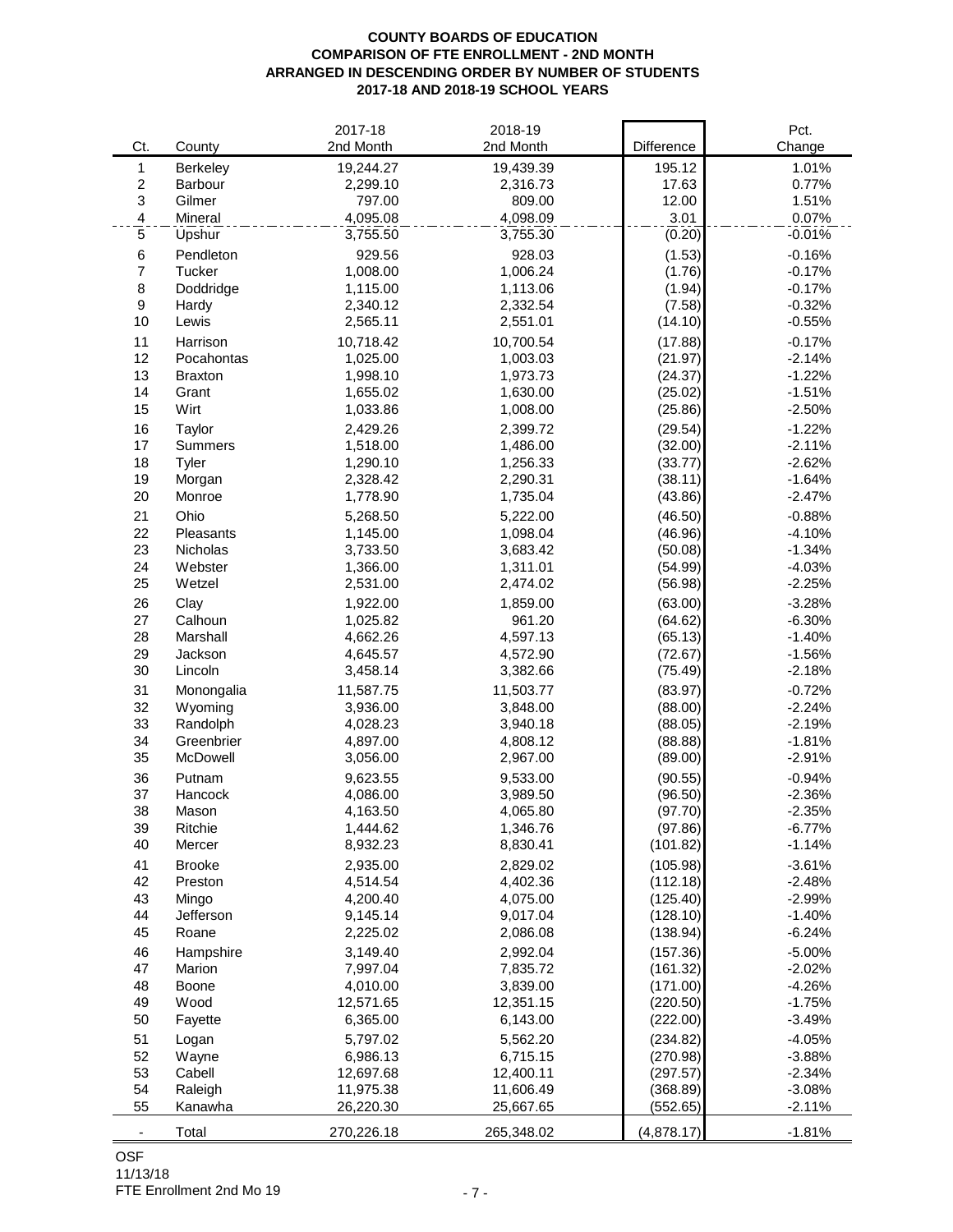**COUNTY BOARDS OF EDUCATION**
**COMPARISON OF FTE ENROLLMENT - 2ND MONTH**
**ARRANGED IN DESCENDING ORDER BY NUMBER OF STUDENTS**
**2017-18 AND 2018-19 SCHOOL YEARS**

| Ct. | County | 2017-18 2nd Month | 2018-19 2nd Month | Difference | Pct. Change |
|---|---|---|---|---|---|
| 1 | Berkeley | 19,244.27 | 19,439.39 | 195.12 | 1.01% |
| 2 | Barbour | 2,299.10 | 2,316.73 | 17.63 | 0.77% |
| 3 | Gilmer | 797.00 | 809.00 | 12.00 | 1.51% |
| 4 | Mineral | 4,095.08 | 4,098.09 | 3.01 | 0.07% |
| 5 | Upshur | 3,755.50 | 3,755.30 | (0.20) | -0.01% |
| 6 | Pendleton | 929.56 | 928.03 | (1.53) | -0.16% |
| 7 | Tucker | 1,008.00 | 1,006.24 | (1.76) | -0.17% |
| 8 | Doddridge | 1,115.00 | 1,113.06 | (1.94) | -0.17% |
| 9 | Hardy | 2,340.12 | 2,332.54 | (7.58) | -0.32% |
| 10 | Lewis | 2,565.11 | 2,551.01 | (14.10) | -0.55% |
| 11 | Harrison | 10,718.42 | 10,700.54 | (17.88) | -0.17% |
| 12 | Pocahontas | 1,025.00 | 1,003.03 | (21.97) | -2.14% |
| 13 | Braxton | 1,998.10 | 1,973.73 | (24.37) | -1.22% |
| 14 | Grant | 1,655.02 | 1,630.00 | (25.02) | -1.51% |
| 15 | Wirt | 1,033.86 | 1,008.00 | (25.86) | -2.50% |
| 16 | Taylor | 2,429.26 | 2,399.72 | (29.54) | -1.22% |
| 17 | Summers | 1,518.00 | 1,486.00 | (32.00) | -2.11% |
| 18 | Tyler | 1,290.10 | 1,256.33 | (33.77) | -2.62% |
| 19 | Morgan | 2,328.42 | 2,290.31 | (38.11) | -1.64% |
| 20 | Monroe | 1,778.90 | 1,735.04 | (43.86) | -2.47% |
| 21 | Ohio | 5,268.50 | 5,222.00 | (46.50) | -0.88% |
| 22 | Pleasants | 1,145.00 | 1,098.04 | (46.96) | -4.10% |
| 23 | Nicholas | 3,733.50 | 3,683.42 | (50.08) | -1.34% |
| 24 | Webster | 1,366.00 | 1,311.01 | (54.99) | -4.03% |
| 25 | Wetzel | 2,531.00 | 2,474.02 | (56.98) | -2.25% |
| 26 | Clay | 1,922.00 | 1,859.00 | (63.00) | -3.28% |
| 27 | Calhoun | 1,025.82 | 961.20 | (64.62) | -6.30% |
| 28 | Marshall | 4,662.26 | 4,597.13 | (65.13) | -1.40% |
| 29 | Jackson | 4,645.57 | 4,572.90 | (72.67) | -1.56% |
| 30 | Lincoln | 3,458.14 | 3,382.66 | (75.49) | -2.18% |
| 31 | Monongalia | 11,587.75 | 11,503.77 | (83.97) | -0.72% |
| 32 | Wyoming | 3,936.00 | 3,848.00 | (88.00) | -2.24% |
| 33 | Randolph | 4,028.23 | 3,940.18 | (88.05) | -2.19% |
| 34 | Greenbrier | 4,897.00 | 4,808.12 | (88.88) | -1.81% |
| 35 | McDowell | 3,056.00 | 2,967.00 | (89.00) | -2.91% |
| 36 | Putnam | 9,623.55 | 9,533.00 | (90.55) | -0.94% |
| 37 | Hancock | 4,086.00 | 3,989.50 | (96.50) | -2.36% |
| 38 | Mason | 4,163.50 | 4,065.80 | (97.70) | -2.35% |
| 39 | Ritchie | 1,444.62 | 1,346.76 | (97.86) | -6.77% |
| 40 | Mercer | 8,932.23 | 8,830.41 | (101.82) | -1.14% |
| 41 | Brooke | 2,935.00 | 2,829.02 | (105.98) | -3.61% |
| 42 | Preston | 4,514.54 | 4,402.36 | (112.18) | -2.48% |
| 43 | Mingo | 4,200.40 | 4,075.00 | (125.40) | -2.99% |
| 44 | Jefferson | 9,145.14 | 9,017.04 | (128.10) | -1.40% |
| 45 | Roane | 2,225.02 | 2,086.08 | (138.94) | -6.24% |
| 46 | Hampshire | 3,149.40 | 2,992.04 | (157.36) | -5.00% |
| 47 | Marion | 7,997.04 | 7,835.72 | (161.32) | -2.02% |
| 48 | Boone | 4,010.00 | 3,839.00 | (171.00) | -4.26% |
| 49 | Wood | 12,571.65 | 12,351.15 | (220.50) | -1.75% |
| 50 | Fayette | 6,365.00 | 6,143.00 | (222.00) | -3.49% |
| 51 | Logan | 5,797.02 | 5,562.20 | (234.82) | -4.05% |
| 52 | Wayne | 6,986.13 | 6,715.15 | (270.98) | -3.88% |
| 53 | Cabell | 12,697.68 | 12,400.11 | (297.57) | -2.34% |
| 54 | Raleigh | 11,975.38 | 11,606.49 | (368.89) | -3.08% |
| 55 | Kanawha | 26,220.30 | 25,667.65 | (552.65) | -2.11% |
| - | Total | 270,226.18 | 265,348.02 | (4,878.17) | -1.81% |

OSF
11/13/18
FTE Enrollment 2nd Mo 19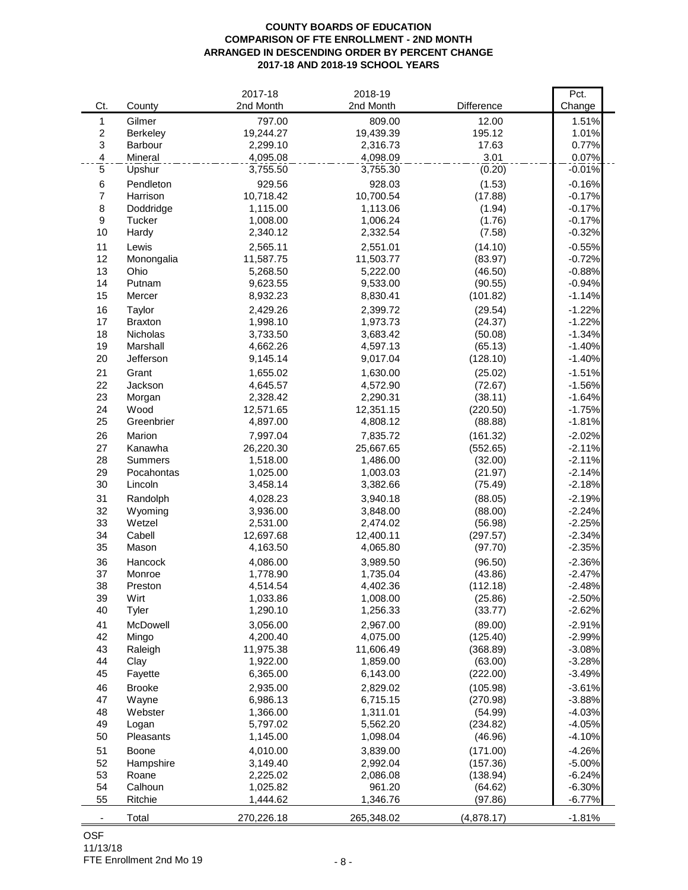**COUNTY BOARDS OF EDUCATION**
**COMPARISON OF FTE ENROLLMENT - 2ND MONTH**
**ARRANGED IN DESCENDING ORDER BY PERCENT CHANGE**
**2017-18 AND 2018-19 SCHOOL YEARS**

| Ct. | County | 2017-18 2nd Month | 2018-19 2nd Month | Difference | Pct. Change |
|---|---|---|---|---|---|
| 1 | Gilmer | 797.00 | 809.00 | 12.00 | 1.51% |
| 2 | Berkeley | 19,244.27 | 19,439.39 | 195.12 | 1.01% |
| 3 | Barbour | 2,299.10 | 2,316.73 | 17.63 | 0.77% |
| 4 | Mineral | 4,095.08 | 4,098.09 | 3.01 | 0.07% |
| 5 | Upshur | 3,755.50 | 3,755.30 | (0.20) | -0.01% |
| 6 | Pendleton | 929.56 | 928.03 | (1.53) | -0.16% |
| 7 | Harrison | 10,718.42 | 10,700.54 | (17.88) | -0.17% |
| 8 | Doddridge | 1,115.00 | 1,113.06 | (1.94) | -0.17% |
| 9 | Tucker | 1,008.00 | 1,006.24 | (1.76) | -0.17% |
| 10 | Hardy | 2,340.12 | 2,332.54 | (7.58) | -0.32% |
| 11 | Lewis | 2,565.11 | 2,551.01 | (14.10) | -0.55% |
| 12 | Monongalia | 11,587.75 | 11,503.77 | (83.97) | -0.72% |
| 13 | Ohio | 5,268.50 | 5,222.00 | (46.50) | -0.88% |
| 14 | Putnam | 9,623.55 | 9,533.00 | (90.55) | -0.94% |
| 15 | Mercer | 8,932.23 | 8,830.41 | (101.82) | -1.14% |
| 16 | Taylor | 2,429.26 | 2,399.72 | (29.54) | -1.22% |
| 17 | Braxton | 1,998.10 | 1,973.73 | (24.37) | -1.22% |
| 18 | Nicholas | 3,733.50 | 3,683.42 | (50.08) | -1.34% |
| 19 | Marshall | 4,662.26 | 4,597.13 | (65.13) | -1.40% |
| 20 | Jefferson | 9,145.14 | 9,017.04 | (128.10) | -1.40% |
| 21 | Grant | 1,655.02 | 1,630.00 | (25.02) | -1.51% |
| 22 | Jackson | 4,645.57 | 4,572.90 | (72.67) | -1.56% |
| 23 | Morgan | 2,328.42 | 2,290.31 | (38.11) | -1.64% |
| 24 | Wood | 12,571.65 | 12,351.15 | (220.50) | -1.75% |
| 25 | Greenbrier | 4,897.00 | 4,808.12 | (88.88) | -1.81% |
| 26 | Marion | 7,997.04 | 7,835.72 | (161.32) | -2.02% |
| 27 | Kanawha | 26,220.30 | 25,667.65 | (552.65) | -2.11% |
| 28 | Summers | 1,518.00 | 1,486.00 | (32.00) | -2.11% |
| 29 | Pocahontas | 1,025.00 | 1,003.03 | (21.97) | -2.14% |
| 30 | Lincoln | 3,458.14 | 3,382.66 | (75.49) | -2.18% |
| 31 | Randolph | 4,028.23 | 3,940.18 | (88.05) | -2.19% |
| 32 | Wyoming | 3,936.00 | 3,848.00 | (88.00) | -2.24% |
| 33 | Wetzel | 2,531.00 | 2,474.02 | (56.98) | -2.25% |
| 34 | Cabell | 12,697.68 | 12,400.11 | (297.57) | -2.34% |
| 35 | Mason | 4,163.50 | 4,065.80 | (97.70) | -2.35% |
| 36 | Hancock | 4,086.00 | 3,989.50 | (96.50) | -2.36% |
| 37 | Monroe | 1,778.90 | 1,735.04 | (43.86) | -2.47% |
| 38 | Preston | 4,514.54 | 4,402.36 | (112.18) | -2.48% |
| 39 | Wirt | 1,033.86 | 1,008.00 | (25.86) | -2.50% |
| 40 | Tyler | 1,290.10 | 1,256.33 | (33.77) | -2.62% |
| 41 | McDowell | 3,056.00 | 2,967.00 | (89.00) | -2.91% |
| 42 | Mingo | 4,200.40 | 4,075.00 | (125.40) | -2.99% |
| 43 | Raleigh | 11,975.38 | 11,606.49 | (368.89) | -3.08% |
| 44 | Clay | 1,922.00 | 1,859.00 | (63.00) | -3.28% |
| 45 | Fayette | 6,365.00 | 6,143.00 | (222.00) | -3.49% |
| 46 | Brooke | 2,935.00 | 2,829.02 | (105.98) | -3.61% |
| 47 | Wayne | 6,986.13 | 6,715.15 | (270.98) | -3.88% |
| 48 | Webster | 1,366.00 | 1,311.01 | (54.99) | -4.03% |
| 49 | Logan | 5,797.02 | 5,562.20 | (234.82) | -4.05% |
| 50 | Pleasants | 1,145.00 | 1,098.04 | (46.96) | -4.10% |
| 51 | Boone | 4,010.00 | 3,839.00 | (171.00) | -4.26% |
| 52 | Hampshire | 3,149.40 | 2,992.04 | (157.36) | -5.00% |
| 53 | Roane | 2,225.02 | 2,086.08 | (138.94) | -6.24% |
| 54 | Calhoun | 1,025.82 | 961.20 | (64.62) | -6.30% |
| 55 | Ritchie | 1,444.62 | 1,346.76 | (97.86) | -6.77% |
| - | Total | 270,226.18 | 265,348.02 | (4,878.17) | -1.81% |

OSF
11/13/18
FTE Enrollment 2nd Mo 19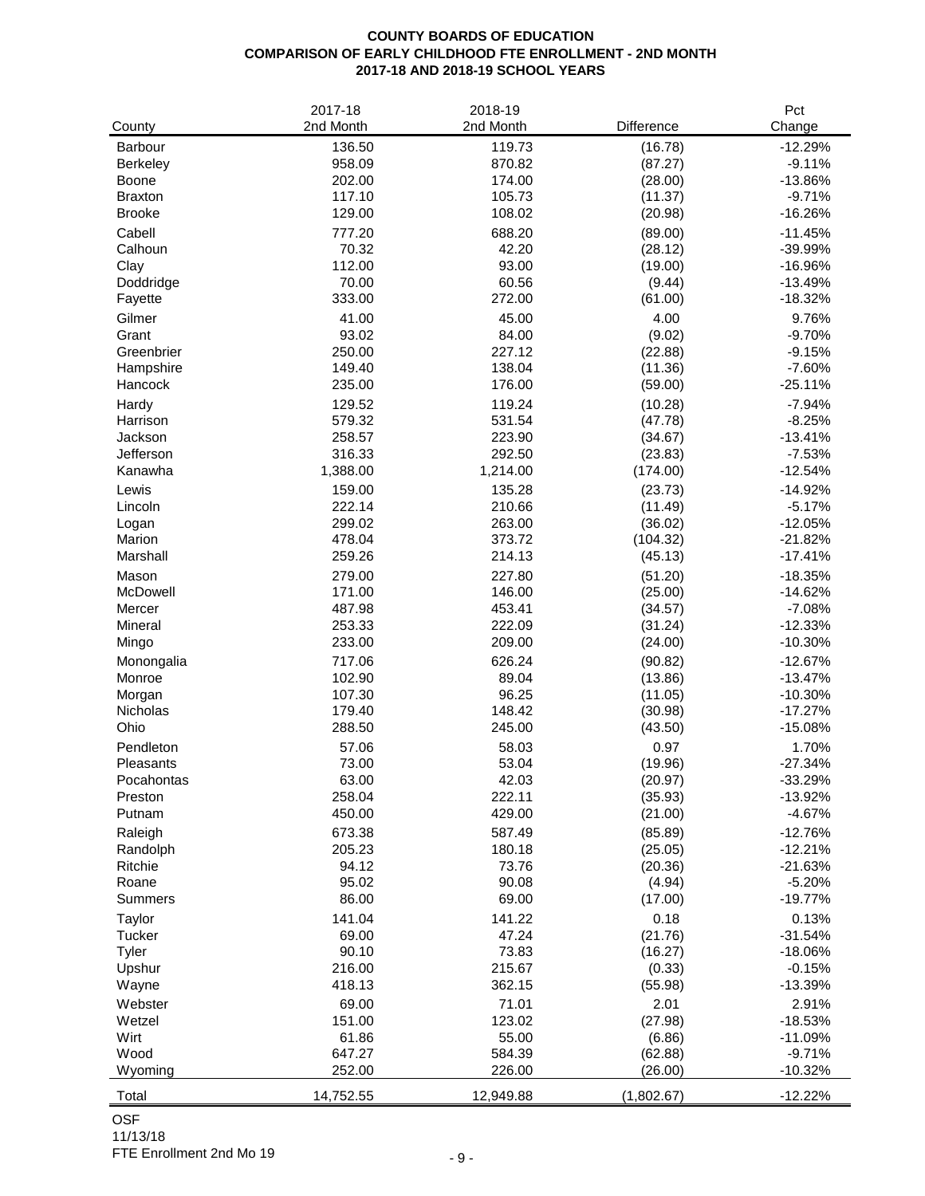**COUNTY BOARDS OF EDUCATION**
**COMPARISON OF EARLY CHILDHOOD FTE ENROLLMENT - 2ND MONTH**
**2017-18 AND 2018-19 SCHOOL YEARS**

| County | 2017-18 2nd Month | 2018-19 2nd Month | Difference | Pct Change |
|---|---|---|---|---|
| Barbour | 136.50 | 119.73 | (16.78) | -12.29% |
| Berkeley | 958.09 | 870.82 | (87.27) | -9.11% |
| Boone | 202.00 | 174.00 | (28.00) | -13.86% |
| Braxton | 117.10 | 105.73 | (11.37) | -9.71% |
| Brooke | 129.00 | 108.02 | (20.98) | -16.26% |
| Cabell | 777.20 | 688.20 | (89.00) | -11.45% |
| Calhoun | 70.32 | 42.20 | (28.12) | -39.99% |
| Clay | 112.00 | 93.00 | (19.00) | -16.96% |
| Doddridge | 70.00 | 60.56 | (9.44) | -13.49% |
| Fayette | 333.00 | 272.00 | (61.00) | -18.32% |
| Gilmer | 41.00 | 45.00 | 4.00 | 9.76% |
| Grant | 93.02 | 84.00 | (9.02) | -9.70% |
| Greenbrier | 250.00 | 227.12 | (22.88) | -9.15% |
| Hampshire | 149.40 | 138.04 | (11.36) | -7.60% |
| Hancock | 235.00 | 176.00 | (59.00) | -25.11% |
| Hardy | 129.52 | 119.24 | (10.28) | -7.94% |
| Harrison | 579.32 | 531.54 | (47.78) | -8.25% |
| Jackson | 258.57 | 223.90 | (34.67) | -13.41% |
| Jefferson | 316.33 | 292.50 | (23.83) | -7.53% |
| Kanawha | 1,388.00 | 1,214.00 | (174.00) | -12.54% |
| Lewis | 159.00 | 135.28 | (23.73) | -14.92% |
| Lincoln | 222.14 | 210.66 | (11.49) | -5.17% |
| Logan | 299.02 | 263.00 | (36.02) | -12.05% |
| Marion | 478.04 | 373.72 | (104.32) | -21.82% |
| Marshall | 259.26 | 214.13 | (45.13) | -17.41% |
| Mason | 279.00 | 227.80 | (51.20) | -18.35% |
| McDowell | 171.00 | 146.00 | (25.00) | -14.62% |
| Mercer | 487.98 | 453.41 | (34.57) | -7.08% |
| Mineral | 253.33 | 222.09 | (31.24) | -12.33% |
| Mingo | 233.00 | 209.00 | (24.00) | -10.30% |
| Monongalia | 717.06 | 626.24 | (90.82) | -12.67% |
| Monroe | 102.90 | 89.04 | (13.86) | -13.47% |
| Morgan | 107.30 | 96.25 | (11.05) | -10.30% |
| Nicholas | 179.40 | 148.42 | (30.98) | -17.27% |
| Ohio | 288.50 | 245.00 | (43.50) | -15.08% |
| Pendleton | 57.06 | 58.03 | 0.97 | 1.70% |
| Pleasants | 73.00 | 53.04 | (19.96) | -27.34% |
| Pocahontas | 63.00 | 42.03 | (20.97) | -33.29% |
| Preston | 258.04 | 222.11 | (35.93) | -13.92% |
| Putnam | 450.00 | 429.00 | (21.00) | -4.67% |
| Raleigh | 673.38 | 587.49 | (85.89) | -12.76% |
| Randolph | 205.23 | 180.18 | (25.05) | -12.21% |
| Ritchie | 94.12 | 73.76 | (20.36) | -21.63% |
| Roane | 95.02 | 90.08 | (4.94) | -5.20% |
| Summers | 86.00 | 69.00 | (17.00) | -19.77% |
| Taylor | 141.04 | 141.22 | 0.18 | 0.13% |
| Tucker | 69.00 | 47.24 | (21.76) | -31.54% |
| Tyler | 90.10 | 73.83 | (16.27) | -18.06% |
| Upshur | 216.00 | 215.67 | (0.33) | -0.15% |
| Wayne | 418.13 | 362.15 | (55.98) | -13.39% |
| Webster | 69.00 | 71.01 | 2.01 | 2.91% |
| Wetzel | 151.00 | 123.02 | (27.98) | -18.53% |
| Wirt | 61.86 | 55.00 | (6.86) | -11.09% |
| Wood | 647.27 | 584.39 | (62.88) | -9.71% |
| Wyoming | 252.00 | 226.00 | (26.00) | -10.32% |
| Total | 14,752.55 | 12,949.88 | (1,802.67) | -12.22% |

OSF
11/13/18
FTE Enrollment 2nd Mo 19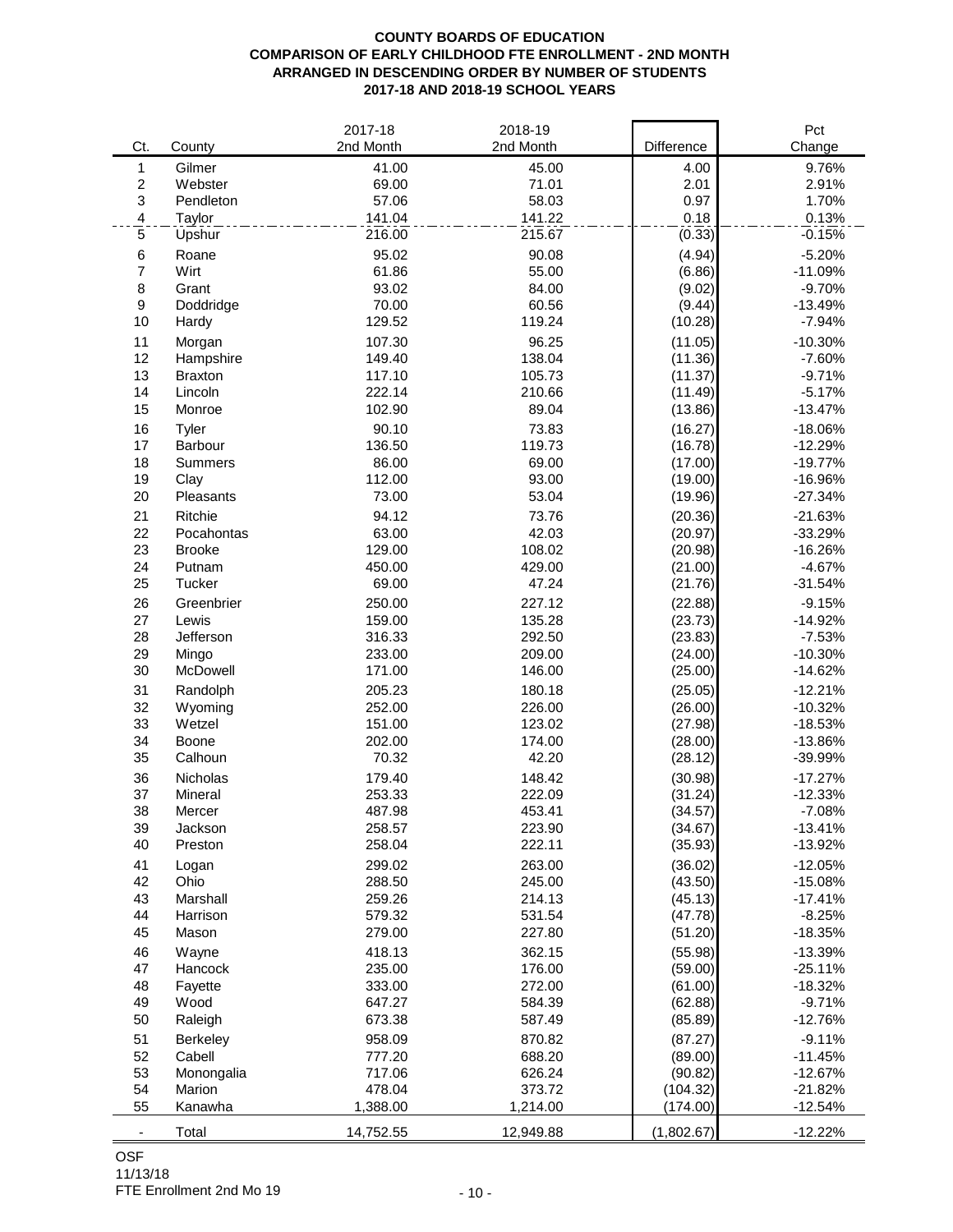**COUNTY BOARDS OF EDUCATION**
**COMPARISON OF EARLY CHILDHOOD FTE ENROLLMENT - 2ND MONTH**
**ARRANGED IN DESCENDING ORDER BY NUMBER OF STUDENTS**
**2017-18 AND 2018-19 SCHOOL YEARS**

| Ct. | County | 2017-18 2nd Month | 2018-19 2nd Month | Difference | Pct Change |
|---|---|---|---|---|---|
| 1 | Gilmer | 41.00 | 45.00 | 4.00 | 9.76% |
| 2 | Webster | 69.00 | 71.01 | 2.01 | 2.91% |
| 3 | Pendleton | 57.06 | 58.03 | 0.97 | 1.70% |
| 4 | Taylor | 141.04 | 141.22 | 0.18 | 0.13% |
| 5 | Upshur | 216.00 | 215.67 | (0.33) | -0.15% |
| 6 | Roane | 95.02 | 90.08 | (4.94) | -5.20% |
| 7 | Wirt | 61.86 | 55.00 | (6.86) | -11.09% |
| 8 | Grant | 93.02 | 84.00 | (9.02) | -9.70% |
| 9 | Doddridge | 70.00 | 60.56 | (9.44) | -13.49% |
| 10 | Hardy | 129.52 | 119.24 | (10.28) | -7.94% |
| 11 | Morgan | 107.30 | 96.25 | (11.05) | -10.30% |
| 12 | Hampshire | 149.40 | 138.04 | (11.36) | -7.60% |
| 13 | Braxton | 117.10 | 105.73 | (11.37) | -9.71% |
| 14 | Lincoln | 222.14 | 210.66 | (11.49) | -5.17% |
| 15 | Monroe | 102.90 | 89.04 | (13.86) | -13.47% |
| 16 | Tyler | 90.10 | 73.83 | (16.27) | -18.06% |
| 17 | Barbour | 136.50 | 119.73 | (16.78) | -12.29% |
| 18 | Summers | 86.00 | 69.00 | (17.00) | -19.77% |
| 19 | Clay | 112.00 | 93.00 | (19.00) | -16.96% |
| 20 | Pleasants | 73.00 | 53.04 | (19.96) | -27.34% |
| 21 | Ritchie | 94.12 | 73.76 | (20.36) | -21.63% |
| 22 | Pocahontas | 63.00 | 42.03 | (20.97) | -33.29% |
| 23 | Brooke | 129.00 | 108.02 | (20.98) | -16.26% |
| 24 | Putnam | 450.00 | 429.00 | (21.00) | -4.67% |
| 25 | Tucker | 69.00 | 47.24 | (21.76) | -31.54% |
| 26 | Greenbrier | 250.00 | 227.12 | (22.88) | -9.15% |
| 27 | Lewis | 159.00 | 135.28 | (23.73) | -14.92% |
| 28 | Jefferson | 316.33 | 292.50 | (23.83) | -7.53% |
| 29 | Mingo | 233.00 | 209.00 | (24.00) | -10.30% |
| 30 | McDowell | 171.00 | 146.00 | (25.00) | -14.62% |
| 31 | Randolph | 205.23 | 180.18 | (25.05) | -12.21% |
| 32 | Wyoming | 252.00 | 226.00 | (26.00) | -10.32% |
| 33 | Wetzel | 151.00 | 123.02 | (27.98) | -18.53% |
| 34 | Boone | 202.00 | 174.00 | (28.00) | -13.86% |
| 35 | Calhoun | 70.32 | 42.20 | (28.12) | -39.99% |
| 36 | Nicholas | 179.40 | 148.42 | (30.98) | -17.27% |
| 37 | Mineral | 253.33 | 222.09 | (31.24) | -12.33% |
| 38 | Mercer | 487.98 | 453.41 | (34.57) | -7.08% |
| 39 | Jackson | 258.57 | 223.90 | (34.67) | -13.41% |
| 40 | Preston | 258.04 | 222.11 | (35.93) | -13.92% |
| 41 | Logan | 299.02 | 263.00 | (36.02) | -12.05% |
| 42 | Ohio | 288.50 | 245.00 | (43.50) | -15.08% |
| 43 | Marshall | 259.26 | 214.13 | (45.13) | -17.41% |
| 44 | Harrison | 579.32 | 531.54 | (47.78) | -8.25% |
| 45 | Mason | 279.00 | 227.80 | (51.20) | -18.35% |
| 46 | Wayne | 418.13 | 362.15 | (55.98) | -13.39% |
| 47 | Hancock | 235.00 | 176.00 | (59.00) | -25.11% |
| 48 | Fayette | 333.00 | 272.00 | (61.00) | -18.32% |
| 49 | Wood | 647.27 | 584.39 | (62.88) | -9.71% |
| 50 | Raleigh | 673.38 | 587.49 | (85.89) | -12.76% |
| 51 | Berkeley | 958.09 | 870.82 | (87.27) | -9.11% |
| 52 | Cabell | 777.20 | 688.20 | (89.00) | -11.45% |
| 53 | Monongalia | 717.06 | 626.24 | (90.82) | -12.67% |
| 54 | Marion | 478.04 | 373.72 | (104.32) | -21.82% |
| 55 | Kanawha | 1,388.00 | 1,214.00 | (174.00) | -12.54% |
| - | Total | 14,752.55 | 12,949.88 | (1,802.67) | -12.22% |

OSF
11/13/18
FTE Enrollment 2nd Mo 19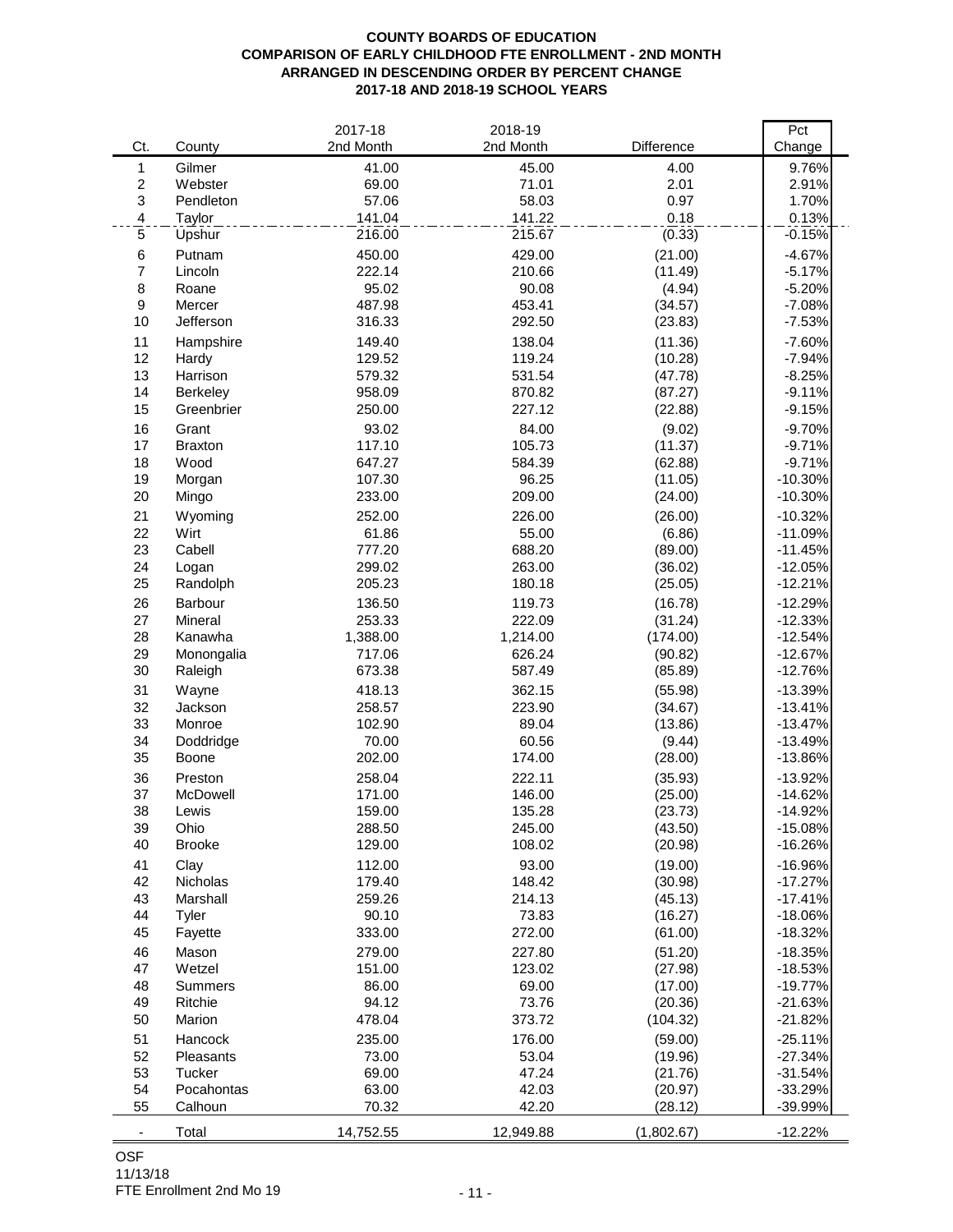**COUNTY BOARDS OF EDUCATION**
**COMPARISON OF EARLY CHILDHOOD FTE ENROLLMENT - 2ND MONTH**
**ARRANGED IN DESCENDING ORDER BY PERCENT CHANGE**
**2017-18 AND 2018-19 SCHOOL YEARS**

| Ct. | County | 2017-18 2nd Month | 2018-19 2nd Month | Difference | Pct Change |
|---|---|---|---|---|---|
| 1 | Gilmer | 41.00 | 45.00 | 4.00 | 9.76% |
| 2 | Webster | 69.00 | 71.01 | 2.01 | 2.91% |
| 3 | Pendleton | 57.06 | 58.03 | 0.97 | 1.70% |
| 4 | Taylor | 141.04 | 141.22 | 0.18 | 0.13% |
| 5 | Upshur | 216.00 | 215.67 | (0.33) | -0.15% |
| 6 | Putnam | 450.00 | 429.00 | (21.00) | -4.67% |
| 7 | Lincoln | 222.14 | 210.66 | (11.49) | -5.17% |
| 8 | Roane | 95.02 | 90.08 | (4.94) | -5.20% |
| 9 | Mercer | 487.98 | 453.41 | (34.57) | -7.08% |
| 10 | Jefferson | 316.33 | 292.50 | (23.83) | -7.53% |
| 11 | Hampshire | 149.40 | 138.04 | (11.36) | -7.60% |
| 12 | Hardy | 129.52 | 119.24 | (10.28) | -7.94% |
| 13 | Harrison | 579.32 | 531.54 | (47.78) | -8.25% |
| 14 | Berkeley | 958.09 | 870.82 | (87.27) | -9.11% |
| 15 | Greenbrier | 250.00 | 227.12 | (22.88) | -9.15% |
| 16 | Grant | 93.02 | 84.00 | (9.02) | -9.70% |
| 17 | Braxton | 117.10 | 105.73 | (11.37) | -9.71% |
| 18 | Wood | 647.27 | 584.39 | (62.88) | -9.71% |
| 19 | Morgan | 107.30 | 96.25 | (11.05) | -10.30% |
| 20 | Mingo | 233.00 | 209.00 | (24.00) | -10.30% |
| 21 | Wyoming | 252.00 | 226.00 | (26.00) | -10.32% |
| 22 | Wirt | 61.86 | 55.00 | (6.86) | -11.09% |
| 23 | Cabell | 777.20 | 688.20 | (89.00) | -11.45% |
| 24 | Logan | 299.02 | 263.00 | (36.02) | -12.05% |
| 25 | Randolph | 205.23 | 180.18 | (25.05) | -12.21% |
| 26 | Barbour | 136.50 | 119.73 | (16.78) | -12.29% |
| 27 | Mineral | 253.33 | 222.09 | (31.24) | -12.33% |
| 28 | Kanawha | 1,388.00 | 1,214.00 | (174.00) | -12.54% |
| 29 | Monongalia | 717.06 | 626.24 | (90.82) | -12.67% |
| 30 | Raleigh | 673.38 | 587.49 | (85.89) | -12.76% |
| 31 | Wayne | 418.13 | 362.15 | (55.98) | -13.39% |
| 32 | Jackson | 258.57 | 223.90 | (34.67) | -13.41% |
| 33 | Monroe | 102.90 | 89.04 | (13.86) | -13.47% |
| 34 | Doddridge | 70.00 | 60.56 | (9.44) | -13.49% |
| 35 | Boone | 202.00 | 174.00 | (28.00) | -13.86% |
| 36 | Preston | 258.04 | 222.11 | (35.93) | -13.92% |
| 37 | McDowell | 171.00 | 146.00 | (25.00) | -14.62% |
| 38 | Lewis | 159.00 | 135.28 | (23.73) | -14.92% |
| 39 | Ohio | 288.50 | 245.00 | (43.50) | -15.08% |
| 40 | Brooke | 129.00 | 108.02 | (20.98) | -16.26% |
| 41 | Clay | 112.00 | 93.00 | (19.00) | -16.96% |
| 42 | Nicholas | 179.40 | 148.42 | (30.98) | -17.27% |
| 43 | Marshall | 259.26 | 214.13 | (45.13) | -17.41% |
| 44 | Tyler | 90.10 | 73.83 | (16.27) | -18.06% |
| 45 | Fayette | 333.00 | 272.00 | (61.00) | -18.32% |
| 46 | Mason | 279.00 | 227.80 | (51.20) | -18.35% |
| 47 | Wetzel | 151.00 | 123.02 | (27.98) | -18.53% |
| 48 | Summers | 86.00 | 69.00 | (17.00) | -19.77% |
| 49 | Ritchie | 94.12 | 73.76 | (20.36) | -21.63% |
| 50 | Marion | 478.04 | 373.72 | (104.32) | -21.82% |
| 51 | Hancock | 235.00 | 176.00 | (59.00) | -25.11% |
| 52 | Pleasants | 73.00 | 53.04 | (19.96) | -27.34% |
| 53 | Tucker | 69.00 | 47.24 | (21.76) | -31.54% |
| 54 | Pocahontas | 63.00 | 42.03 | (20.97) | -33.29% |
| 55 | Calhoun | 70.32 | 42.20 | (28.12) | -39.99% |
| - | Total | 14,752.55 | 12,949.88 | (1,802.67) | -12.22% |

OSF
11/13/18
FTE Enrollment 2nd Mo 19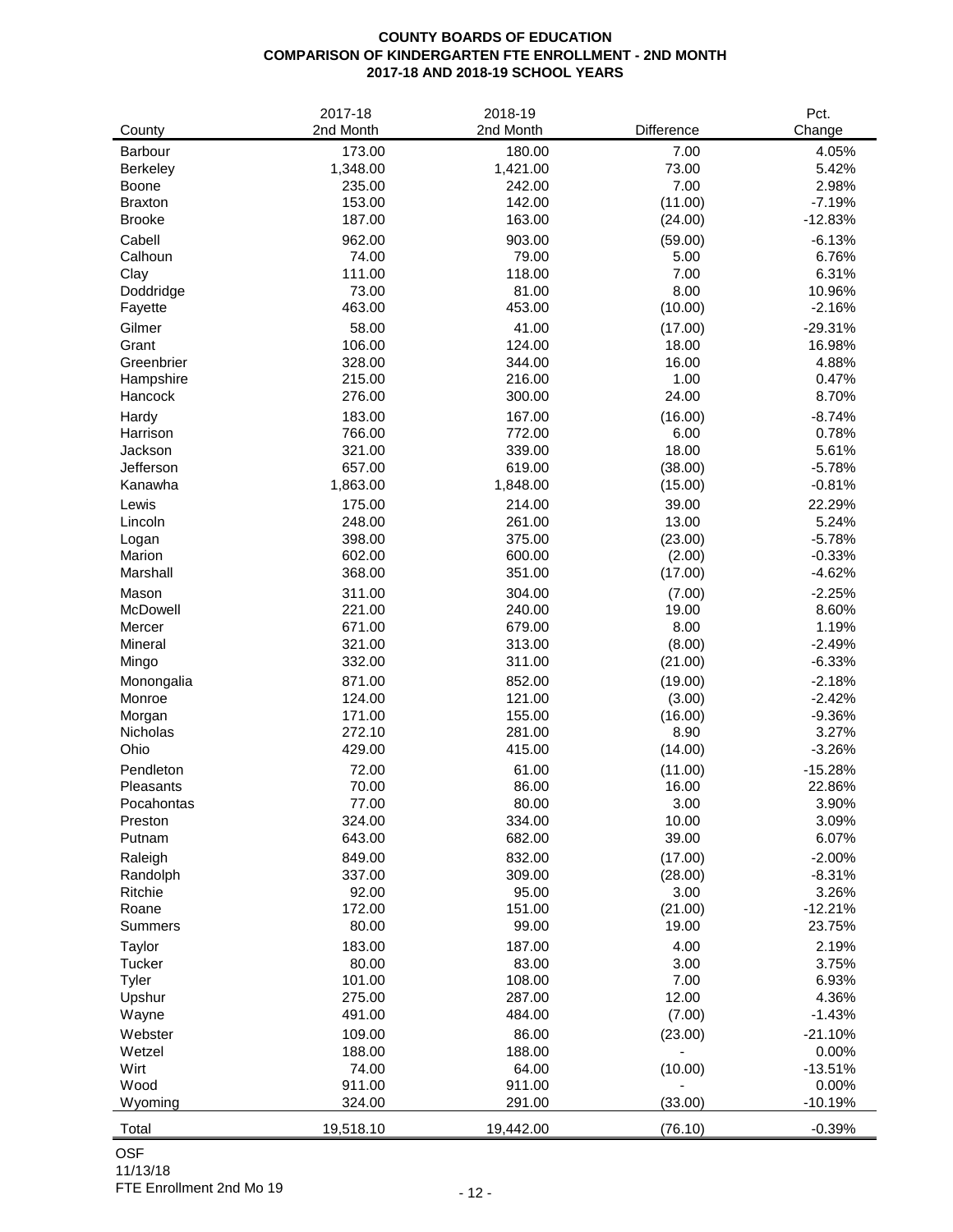**COUNTY BOARDS OF EDUCATION**
**COMPARISON OF KINDERGARTEN FTE ENROLLMENT - 2ND MONTH**
**2017-18 AND 2018-19 SCHOOL YEARS**

| County | 2017-18 2nd Month | 2018-19 2nd Month | Difference | Pct. Change |
|---|---|---|---|---|
| Barbour | 173.00 | 180.00 | 7.00 | 4.05% |
| Berkeley | 1,348.00 | 1,421.00 | 73.00 | 5.42% |
| Boone | 235.00 | 242.00 | 7.00 | 2.98% |
| Braxton | 153.00 | 142.00 | (11.00) | -7.19% |
| Brooke | 187.00 | 163.00 | (24.00) | -12.83% |
| Cabell | 962.00 | 903.00 | (59.00) | -6.13% |
| Calhoun | 74.00 | 79.00 | 5.00 | 6.76% |
| Clay | 111.00 | 118.00 | 7.00 | 6.31% |
| Doddridge | 73.00 | 81.00 | 8.00 | 10.96% |
| Fayette | 463.00 | 453.00 | (10.00) | -2.16% |
| Gilmer | 58.00 | 41.00 | (17.00) | -29.31% |
| Grant | 106.00 | 124.00 | 18.00 | 16.98% |
| Greenbrier | 328.00 | 344.00 | 16.00 | 4.88% |
| Hampshire | 215.00 | 216.00 | 1.00 | 0.47% |
| Hancock | 276.00 | 300.00 | 24.00 | 8.70% |
| Hardy | 183.00 | 167.00 | (16.00) | -8.74% |
| Harrison | 766.00 | 772.00 | 6.00 | 0.78% |
| Jackson | 321.00 | 339.00 | 18.00 | 5.61% |
| Jefferson | 657.00 | 619.00 | (38.00) | -5.78% |
| Kanawha | 1,863.00 | 1,848.00 | (15.00) | -0.81% |
| Lewis | 175.00 | 214.00 | 39.00 | 22.29% |
| Lincoln | 248.00 | 261.00 | 13.00 | 5.24% |
| Logan | 398.00 | 375.00 | (23.00) | -5.78% |
| Marion | 602.00 | 600.00 | (2.00) | -0.33% |
| Marshall | 368.00 | 351.00 | (17.00) | -4.62% |
| Mason | 311.00 | 304.00 | (7.00) | -2.25% |
| McDowell | 221.00 | 240.00 | 19.00 | 8.60% |
| Mercer | 671.00 | 679.00 | 8.00 | 1.19% |
| Mineral | 321.00 | 313.00 | (8.00) | -2.49% |
| Mingo | 332.00 | 311.00 | (21.00) | -6.33% |
| Monongalia | 871.00 | 852.00 | (19.00) | -2.18% |
| Monroe | 124.00 | 121.00 | (3.00) | -2.42% |
| Morgan | 171.00 | 155.00 | (16.00) | -9.36% |
| Nicholas | 272.10 | 281.00 | 8.90 | 3.27% |
| Ohio | 429.00 | 415.00 | (14.00) | -3.26% |
| Pendleton | 72.00 | 61.00 | (11.00) | -15.28% |
| Pleasants | 70.00 | 86.00 | 16.00 | 22.86% |
| Pocahontas | 77.00 | 80.00 | 3.00 | 3.90% |
| Preston | 324.00 | 334.00 | 10.00 | 3.09% |
| Putnam | 643.00 | 682.00 | 39.00 | 6.07% |
| Raleigh | 849.00 | 832.00 | (17.00) | -2.00% |
| Randolph | 337.00 | 309.00 | (28.00) | -8.31% |
| Ritchie | 92.00 | 95.00 | 3.00 | 3.26% |
| Roane | 172.00 | 151.00 | (21.00) | -12.21% |
| Summers | 80.00 | 99.00 | 19.00 | 23.75% |
| Taylor | 183.00 | 187.00 | 4.00 | 2.19% |
| Tucker | 80.00 | 83.00 | 3.00 | 3.75% |
| Tyler | 101.00 | 108.00 | 7.00 | 6.93% |
| Upshur | 275.00 | 287.00 | 12.00 | 4.36% |
| Wayne | 491.00 | 484.00 | (7.00) | -1.43% |
| Webster | 109.00 | 86.00 | (23.00) | -21.10% |
| Wetzel | 188.00 | 188.00 | - | 0.00% |
| Wirt | 74.00 | 64.00 | (10.00) | -13.51% |
| Wood | 911.00 | 911.00 | - | 0.00% |
| Wyoming | 324.00 | 291.00 | (33.00) | -10.19% |
| Total | 19,518.10 | 19,442.00 | (76.10) | -0.39% |

OSF
11/13/18
FTE Enrollment 2nd Mo 19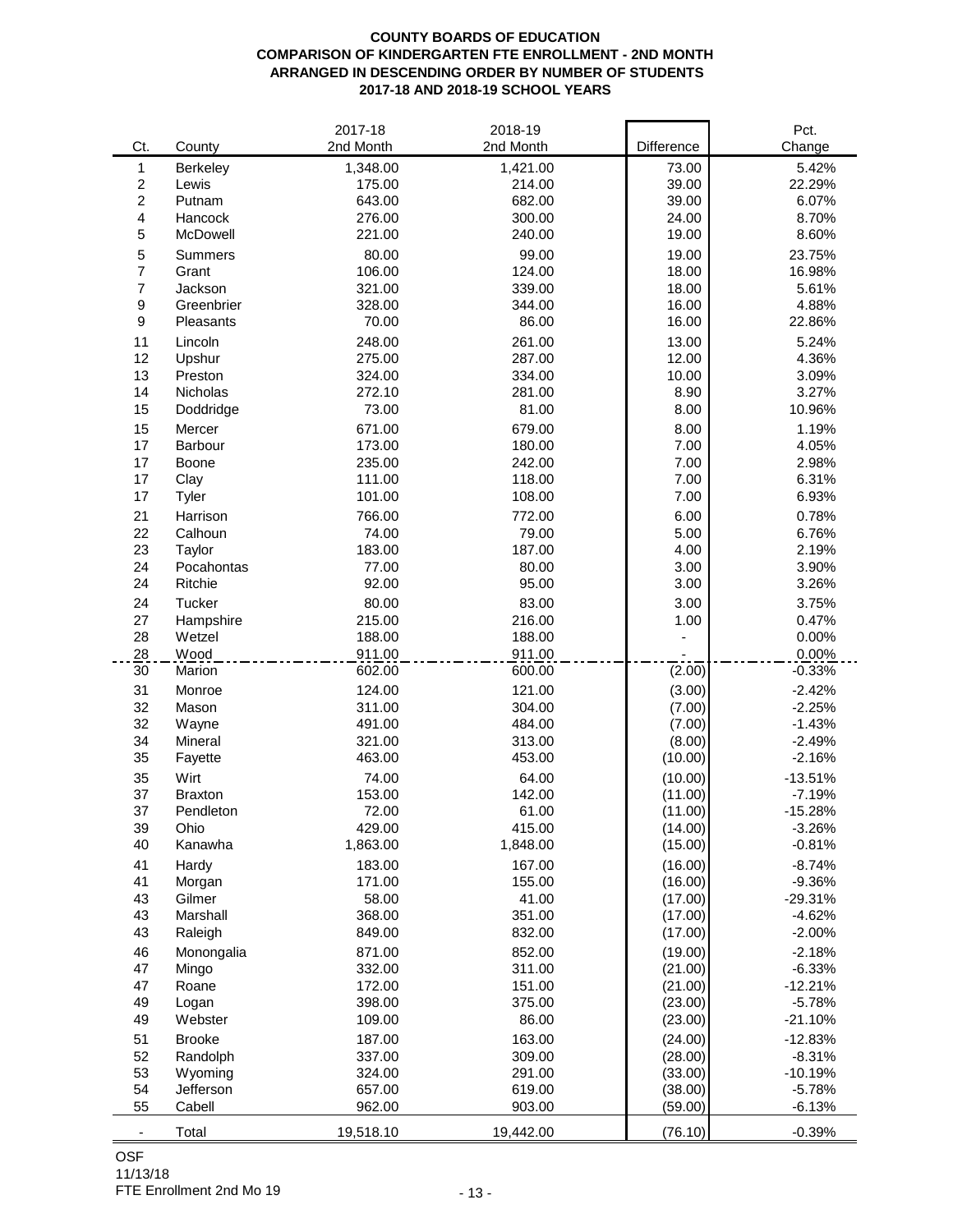**COUNTY BOARDS OF EDUCATION**
**COMPARISON OF KINDERGARTEN FTE ENROLLMENT - 2ND MONTH**
**ARRANGED IN DESCENDING ORDER BY NUMBER OF STUDENTS**
**2017-18 AND 2018-19 SCHOOL YEARS**

| Ct. | County | 2017-18 2nd Month | 2018-19 2nd Month | Difference | Pct. Change |
|---|---|---|---|---|---|
| 1 | Berkeley | 1,348.00 | 1,421.00 | 73.00 | 5.42% |
| 2 | Lewis | 175.00 | 214.00 | 39.00 | 22.29% |
| 2 | Putnam | 643.00 | 682.00 | 39.00 | 6.07% |
| 4 | Hancock | 276.00 | 300.00 | 24.00 | 8.70% |
| 5 | McDowell | 221.00 | 240.00 | 19.00 | 8.60% |
| 5 | Summers | 80.00 | 99.00 | 19.00 | 23.75% |
| 7 | Grant | 106.00 | 124.00 | 18.00 | 16.98% |
| 7 | Jackson | 321.00 | 339.00 | 18.00 | 5.61% |
| 9 | Greenbrier | 328.00 | 344.00 | 16.00 | 4.88% |
| 9 | Pleasants | 70.00 | 86.00 | 16.00 | 22.86% |
| 11 | Lincoln | 248.00 | 261.00 | 13.00 | 5.24% |
| 12 | Upshur | 275.00 | 287.00 | 12.00 | 4.36% |
| 13 | Preston | 324.00 | 334.00 | 10.00 | 3.09% |
| 14 | Nicholas | 272.10 | 281.00 | 8.90 | 3.27% |
| 15 | Doddridge | 73.00 | 81.00 | 8.00 | 10.96% |
| 15 | Mercer | 671.00 | 679.00 | 8.00 | 1.19% |
| 17 | Barbour | 173.00 | 180.00 | 7.00 | 4.05% |
| 17 | Boone | 235.00 | 242.00 | 7.00 | 2.98% |
| 17 | Clay | 111.00 | 118.00 | 7.00 | 6.31% |
| 17 | Tyler | 101.00 | 108.00 | 7.00 | 6.93% |
| 21 | Harrison | 766.00 | 772.00 | 6.00 | 0.78% |
| 22 | Calhoun | 74.00 | 79.00 | 5.00 | 6.76% |
| 23 | Taylor | 183.00 | 187.00 | 4.00 | 2.19% |
| 24 | Pocahontas | 77.00 | 80.00 | 3.00 | 3.90% |
| 24 | Ritchie | 92.00 | 95.00 | 3.00 | 3.26% |
| 24 | Tucker | 80.00 | 83.00 | 3.00 | 3.75% |
| 27 | Hampshire | 215.00 | 216.00 | 1.00 | 0.47% |
| 28 | Wetzel | 188.00 | 188.00 | - | 0.00% |
| 28 | Wood | 911.00 | 911.00 | - | 0.00% |
| 30 | Marion | 602.00 | 600.00 | (2.00) | -0.33% |
| 31 | Monroe | 124.00 | 121.00 | (3.00) | -2.42% |
| 32 | Mason | 311.00 | 304.00 | (7.00) | -2.25% |
| 32 | Wayne | 491.00 | 484.00 | (7.00) | -1.43% |
| 34 | Mineral | 321.00 | 313.00 | (8.00) | -2.49% |
| 35 | Fayette | 463.00 | 453.00 | (10.00) | -2.16% |
| 35 | Wirt | 74.00 | 64.00 | (10.00) | -13.51% |
| 37 | Braxton | 153.00 | 142.00 | (11.00) | -7.19% |
| 37 | Pendleton | 72.00 | 61.00 | (11.00) | -15.28% |
| 39 | Ohio | 429.00 | 415.00 | (14.00) | -3.26% |
| 40 | Kanawha | 1,863.00 | 1,848.00 | (15.00) | -0.81% |
| 41 | Hardy | 183.00 | 167.00 | (16.00) | -8.74% |
| 41 | Morgan | 171.00 | 155.00 | (16.00) | -9.36% |
| 43 | Gilmer | 58.00 | 41.00 | (17.00) | -29.31% |
| 43 | Marshall | 368.00 | 351.00 | (17.00) | -4.62% |
| 43 | Raleigh | 849.00 | 832.00 | (17.00) | -2.00% |
| 46 | Monongalia | 871.00 | 852.00 | (19.00) | -2.18% |
| 47 | Mingo | 332.00 | 311.00 | (21.00) | -6.33% |
| 47 | Roane | 172.00 | 151.00 | (21.00) | -12.21% |
| 49 | Logan | 398.00 | 375.00 | (23.00) | -5.78% |
| 49 | Webster | 109.00 | 86.00 | (23.00) | -21.10% |
| 51 | Brooke | 187.00 | 163.00 | (24.00) | -12.83% |
| 52 | Randolph | 337.00 | 309.00 | (28.00) | -8.31% |
| 53 | Wyoming | 324.00 | 291.00 | (33.00) | -10.19% |
| 54 | Jefferson | 657.00 | 619.00 | (38.00) | -5.78% |
| 55 | Cabell | 962.00 | 903.00 | (59.00) | -6.13% |
| - | Total | 19,518.10 | 19,442.00 | (76.10) | -0.39% |

OSF
11/13/18
FTE Enrollment 2nd Mo 19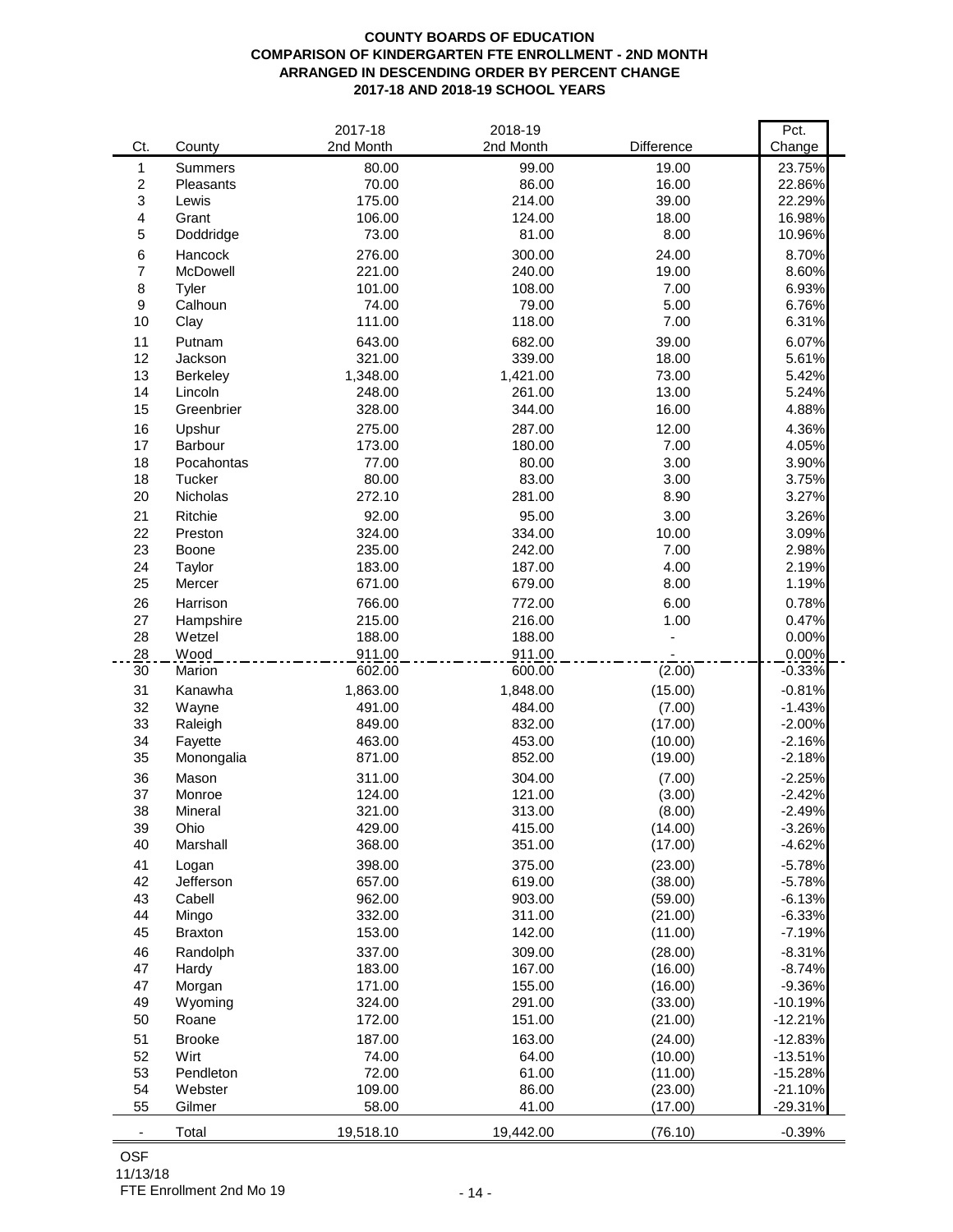**COUNTY BOARDS OF EDUCATION**
**COMPARISON OF KINDERGARTEN FTE ENROLLMENT - 2ND MONTH**
**ARRANGED IN DESCENDING ORDER BY PERCENT CHANGE**
**2017-18 AND 2018-19 SCHOOL YEARS**

| Ct. | County | 2017-18 2nd Month | 2018-19 2nd Month | Difference | Pct. Change |
|---|---|---|---|---|---|
| 1 | Summers | 80.00 | 99.00 | 19.00 | 23.75% |
| 2 | Pleasants | 70.00 | 86.00 | 16.00 | 22.86% |
| 3 | Lewis | 175.00 | 214.00 | 39.00 | 22.29% |
| 4 | Grant | 106.00 | 124.00 | 18.00 | 16.98% |
| 5 | Doddridge | 73.00 | 81.00 | 8.00 | 10.96% |
| 6 | Hancock | 276.00 | 300.00 | 24.00 | 8.70% |
| 7 | McDowell | 221.00 | 240.00 | 19.00 | 8.60% |
| 8 | Tyler | 101.00 | 108.00 | 7.00 | 6.93% |
| 9 | Calhoun | 74.00 | 79.00 | 5.00 | 6.76% |
| 10 | Clay | 111.00 | 118.00 | 7.00 | 6.31% |
| 11 | Putnam | 643.00 | 682.00 | 39.00 | 6.07% |
| 12 | Jackson | 321.00 | 339.00 | 18.00 | 5.61% |
| 13 | Berkeley | 1,348.00 | 1,421.00 | 73.00 | 5.42% |
| 14 | Lincoln | 248.00 | 261.00 | 13.00 | 5.24% |
| 15 | Greenbrier | 328.00 | 344.00 | 16.00 | 4.88% |
| 16 | Upshur | 275.00 | 287.00 | 12.00 | 4.36% |
| 17 | Barbour | 173.00 | 180.00 | 7.00 | 4.05% |
| 18 | Pocahontas | 77.00 | 80.00 | 3.00 | 3.90% |
| 18 | Tucker | 80.00 | 83.00 | 3.00 | 3.75% |
| 20 | Nicholas | 272.10 | 281.00 | 8.90 | 3.27% |
| 21 | Ritchie | 92.00 | 95.00 | 3.00 | 3.26% |
| 22 | Preston | 324.00 | 334.00 | 10.00 | 3.09% |
| 23 | Boone | 235.00 | 242.00 | 7.00 | 2.98% |
| 24 | Taylor | 183.00 | 187.00 | 4.00 | 2.19% |
| 25 | Mercer | 671.00 | 679.00 | 8.00 | 1.19% |
| 26 | Harrison | 766.00 | 772.00 | 6.00 | 0.78% |
| 27 | Hampshire | 215.00 | 216.00 | 1.00 | 0.47% |
| 28 | Wetzel | 188.00 | 188.00 | - | 0.00% |
| 28 | Wood | 911.00 | 911.00 | - | 0.00% |
| 30 | Marion | 602.00 | 600.00 | (2.00) | -0.33% |
| 31 | Kanawha | 1,863.00 | 1,848.00 | (15.00) | -0.81% |
| 32 | Wayne | 491.00 | 484.00 | (7.00) | -1.43% |
| 33 | Raleigh | 849.00 | 832.00 | (17.00) | -2.00% |
| 34 | Fayette | 463.00 | 453.00 | (10.00) | -2.16% |
| 35 | Monongalia | 871.00 | 852.00 | (19.00) | -2.18% |
| 36 | Mason | 311.00 | 304.00 | (7.00) | -2.25% |
| 37 | Monroe | 124.00 | 121.00 | (3.00) | -2.42% |
| 38 | Mineral | 321.00 | 313.00 | (8.00) | -2.49% |
| 39 | Ohio | 429.00 | 415.00 | (14.00) | -3.26% |
| 40 | Marshall | 368.00 | 351.00 | (17.00) | -4.62% |
| 41 | Logan | 398.00 | 375.00 | (23.00) | -5.78% |
| 42 | Jefferson | 657.00 | 619.00 | (38.00) | -5.78% |
| 43 | Cabell | 962.00 | 903.00 | (59.00) | -6.13% |
| 44 | Mingo | 332.00 | 311.00 | (21.00) | -6.33% |
| 45 | Braxton | 153.00 | 142.00 | (11.00) | -7.19% |
| 46 | Randolph | 337.00 | 309.00 | (28.00) | -8.31% |
| 47 | Hardy | 183.00 | 167.00 | (16.00) | -8.74% |
| 47 | Morgan | 171.00 | 155.00 | (16.00) | -9.36% |
| 49 | Wyoming | 324.00 | 291.00 | (33.00) | -10.19% |
| 50 | Roane | 172.00 | 151.00 | (21.00) | -12.21% |
| 51 | Brooke | 187.00 | 163.00 | (24.00) | -12.83% |
| 52 | Wirt | 74.00 | 64.00 | (10.00) | -13.51% |
| 53 | Pendleton | 72.00 | 61.00 | (11.00) | -15.28% |
| 54 | Webster | 109.00 | 86.00 | (23.00) | -21.10% |
| 55 | Gilmer | 58.00 | 41.00 | (17.00) | -29.31% |
| - | Total | 19,518.10 | 19,442.00 | (76.10) | -0.39% |

OSF
11/13/18
FTE Enrollment 2nd Mo 19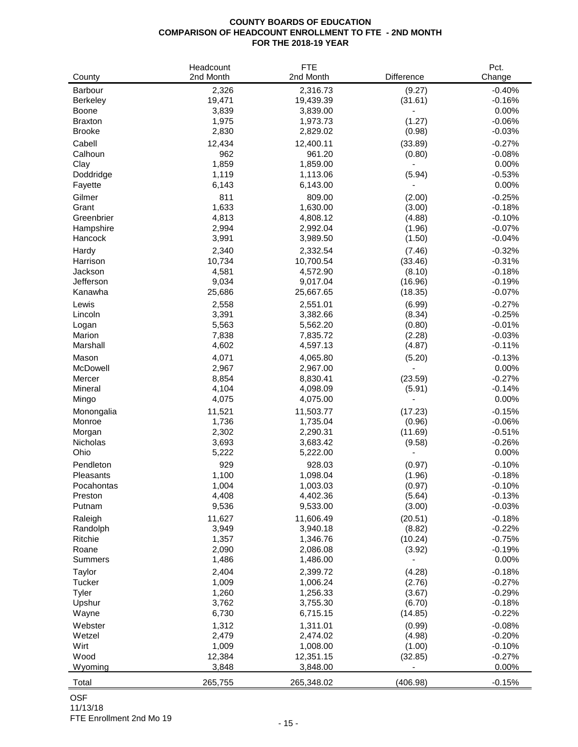**COUNTY BOARDS OF EDUCATION**
**COMPARISON OF HEADCOUNT ENROLLMENT TO FTE - 2ND MONTH**
**FOR THE 2018-19 YEAR**

| County | Headcount 2nd Month | FTE 2nd Month | Difference | Pct. Change |
|---|---|---|---|---|
| Barbour | 2,326 | 2,316.73 | (9.27) | -0.40% |
| Berkeley | 19,471 | 19,439.39 | (31.61) | -0.16% |
| Boone | 3,839 | 3,839.00 | - | 0.00% |
| Braxton | 1,975 | 1,973.73 | (1.27) | -0.06% |
| Brooke | 2,830 | 2,829.02 | (0.98) | -0.03% |
| Cabell | 12,434 | 12,400.11 | (33.89) | -0.27% |
| Calhoun | 962 | 961.20 | (0.80) | -0.08% |
| Clay | 1,859 | 1,859.00 | - | 0.00% |
| Doddridge | 1,119 | 1,113.06 | (5.94) | -0.53% |
| Fayette | 6,143 | 6,143.00 | - | 0.00% |
| Gilmer | 811 | 809.00 | (2.00) | -0.25% |
| Grant | 1,633 | 1,630.00 | (3.00) | -0.18% |
| Greenbrier | 4,813 | 4,808.12 | (4.88) | -0.10% |
| Hampshire | 2,994 | 2,992.04 | (1.96) | -0.07% |
| Hancock | 3,991 | 3,989.50 | (1.50) | -0.04% |
| Hardy | 2,340 | 2,332.54 | (7.46) | -0.32% |
| Harrison | 10,734 | 10,700.54 | (33.46) | -0.31% |
| Jackson | 4,581 | 4,572.90 | (8.10) | -0.18% |
| Jefferson | 9,034 | 9,017.04 | (16.96) | -0.19% |
| Kanawha | 25,686 | 25,667.65 | (18.35) | -0.07% |
| Lewis | 2,558 | 2,551.01 | (6.99) | -0.27% |
| Lincoln | 3,391 | 3,382.66 | (8.34) | -0.25% |
| Logan | 5,563 | 5,562.20 | (0.80) | -0.01% |
| Marion | 7,838 | 7,835.72 | (2.28) | -0.03% |
| Marshall | 4,602 | 4,597.13 | (4.87) | -0.11% |
| Mason | 4,071 | 4,065.80 | (5.20) | -0.13% |
| McDowell | 2,967 | 2,967.00 | - | 0.00% |
| Mercer | 8,854 | 8,830.41 | (23.59) | -0.27% |
| Mineral | 4,104 | 4,098.09 | (5.91) | -0.14% |
| Mingo | 4,075 | 4,075.00 | - | 0.00% |
| Monongalia | 11,521 | 11,503.77 | (17.23) | -0.15% |
| Monroe | 1,736 | 1,735.04 | (0.96) | -0.06% |
| Morgan | 2,302 | 2,290.31 | (11.69) | -0.51% |
| Nicholas | 3,693 | 3,683.42 | (9.58) | -0.26% |
| Ohio | 5,222 | 5,222.00 | - | 0.00% |
| Pendleton | 929 | 928.03 | (0.97) | -0.10% |
| Pleasants | 1,100 | 1,098.04 | (1.96) | -0.18% |
| Pocahontas | 1,004 | 1,003.03 | (0.97) | -0.10% |
| Preston | 4,408 | 4,402.36 | (5.64) | -0.13% |
| Putnam | 9,536 | 9,533.00 | (3.00) | -0.03% |
| Raleigh | 11,627 | 11,606.49 | (20.51) | -0.18% |
| Randolph | 3,949 | 3,940.18 | (8.82) | -0.22% |
| Ritchie | 1,357 | 1,346.76 | (10.24) | -0.75% |
| Roane | 2,090 | 2,086.08 | (3.92) | -0.19% |
| Summers | 1,486 | 1,486.00 | - | 0.00% |
| Taylor | 2,404 | 2,399.72 | (4.28) | -0.18% |
| Tucker | 1,009 | 1,006.24 | (2.76) | -0.27% |
| Tyler | 1,260 | 1,256.33 | (3.67) | -0.29% |
| Upshur | 3,762 | 3,755.30 | (6.70) | -0.18% |
| Wayne | 6,730 | 6,715.15 | (14.85) | -0.22% |
| Webster | 1,312 | 1,311.01 | (0.99) | -0.08% |
| Wetzel | 2,479 | 2,474.02 | (4.98) | -0.20% |
| Wirt | 1,009 | 1,008.00 | (1.00) | -0.10% |
| Wood | 12,384 | 12,351.15 | (32.85) | -0.27% |
| Wyoming | 3,848 | 3,848.00 | - | 0.00% |
| Total | 265,755 | 265,348.02 | (406.98) | -0.15% |

OSF
11/13/18
FTE Enrollment 2nd Mo 19